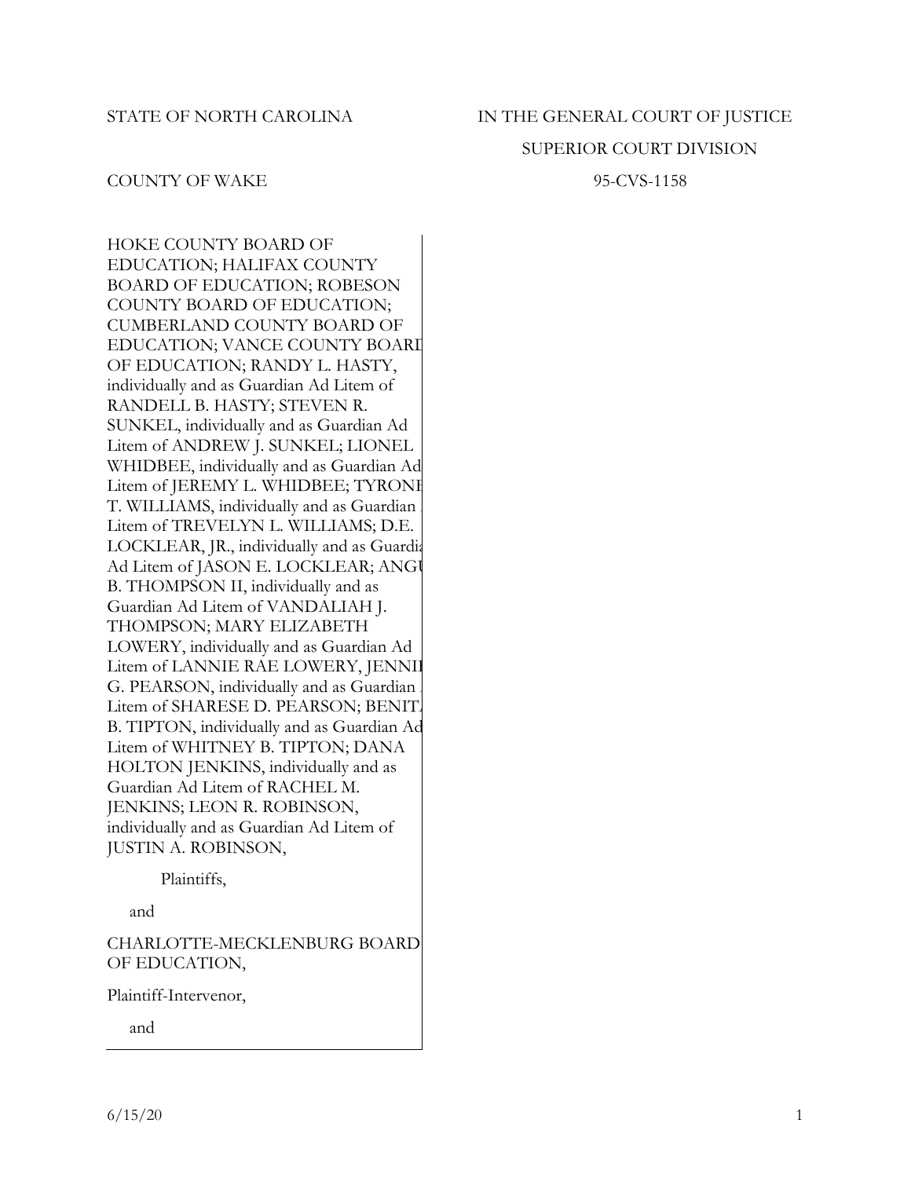STATE OF NORTH CAROLINA

COUNTY OF WAKE

IN THE GENERAL COURT OF JUSTICE
SUPERIOR COURT DIVISION
95-CVS-1158

HOKE COUNTY BOARD OF EDUCATION; HALIFAX COUNTY BOARD OF EDUCATION; ROBESON COUNTY BOARD OF EDUCATION; CUMBERLAND COUNTY BOARD OF EDUCATION; VANCE COUNTY BOARD OF EDUCATION; RANDY L. HASTY, individually and as Guardian Ad Litem of RANDELL B. HASTY; STEVEN R. SUNKEL, individually and as Guardian Ad Litem of ANDREW J. SUNKEL; LIONEL WHIDBEE, individually and as Guardian Ad Litem of JEREMY L. WHIDBEE; TYRONE T. WILLIAMS, individually and as Guardian Ad Litem of TREVELYN L. WILLIAMS; D.E. LOCKLEAR, JR., individually and as Guardian Ad Litem of JASON E. LOCKLEAR; ANGUS B. THOMPSON II, individually and as Guardian Ad Litem of VANDALIAH J. THOMPSON; MARY ELIZABETH LOWERY, individually and as Guardian Ad Litem of LANNIE RAE LOWERY, JENNIE G. PEARSON, individually and as Guardian Ad Litem of SHARESE D. PEARSON; BENITA B. TIPTON, individually and as Guardian Ad Litem of WHITNEY B. TIPTON; DANA HOLTON JENKINS, individually and as Guardian Ad Litem of RACHEL M. JENKINS; LEON R. ROBINSON, individually and as Guardian Ad Litem of JUSTIN A. ROBINSON,

Plaintiffs,

and

CHARLOTTE-MECKLENBURG BOARD OF EDUCATION,

Plaintiff-Intervenor,

and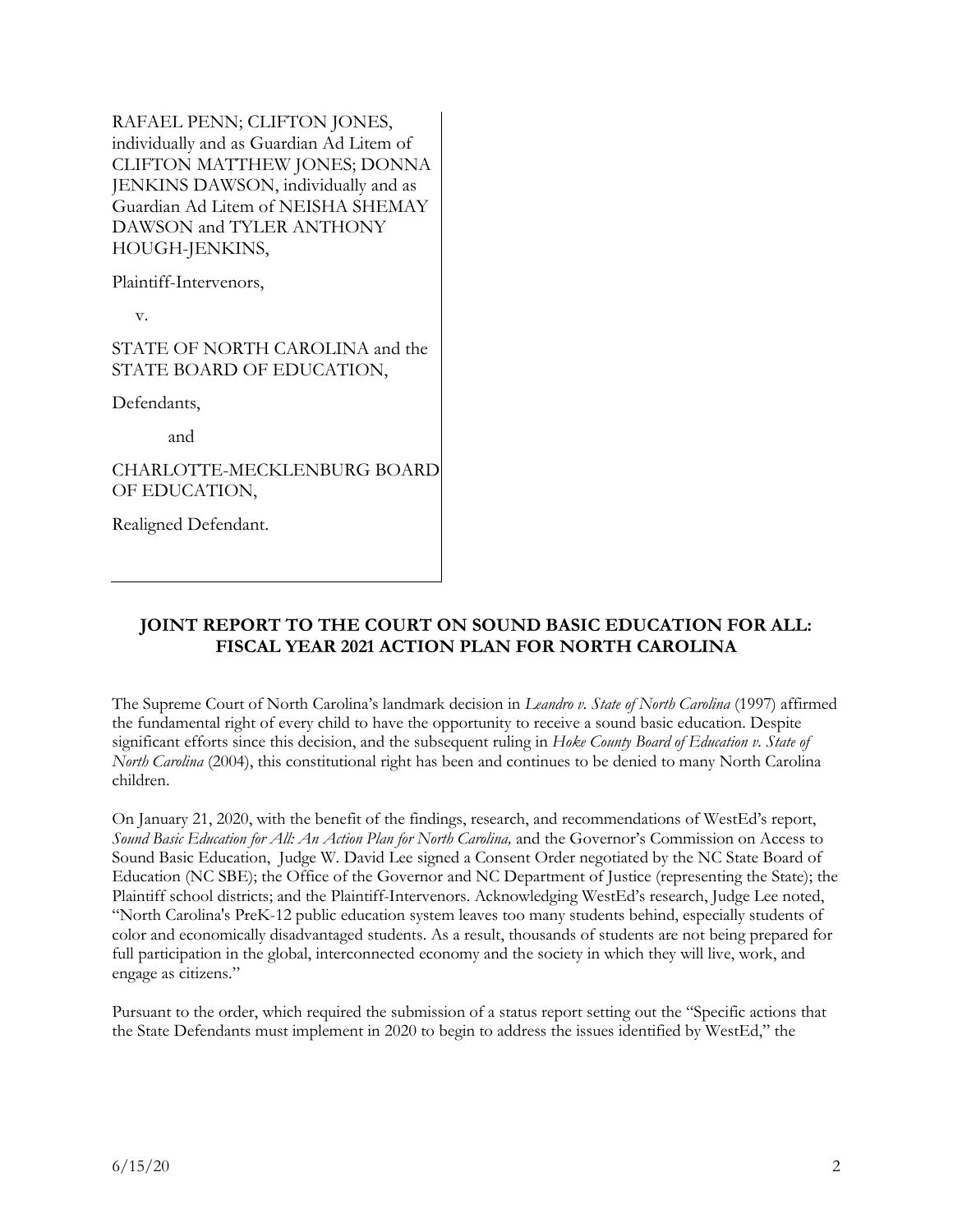RAFAEL PENN; CLIFTON JONES, individually and as Guardian Ad Litem of CLIFTON MATTHEW JONES; DONNA JENKINS DAWSON, individually and as Guardian Ad Litem of NEISHA SHEMAY DAWSON and TYLER ANTHONY HOUGH-JENKINS,

Plaintiff-Intervenors,

v.

STATE OF NORTH CAROLINA and the STATE BOARD OF EDUCATION,

Defendants,

and

CHARLOTTE-MECKLENBURG BOARD OF EDUCATION,

Realigned Defendant.

## JOINT REPORT TO THE COURT ON SOUND BASIC EDUCATION FOR ALL: FISCAL YEAR 2021 ACTION PLAN FOR NORTH CAROLINA

The Supreme Court of North Carolina's landmark decision in *Leandro v. State of North Carolina* (1997) affirmed the fundamental right of every child to have the opportunity to receive a sound basic education. Despite significant efforts since this decision, and the subsequent ruling in *Hoke County Board of Education v. State of North Carolina* (2004), this constitutional right has been and continues to be denied to many North Carolina children.

On January 21, 2020, with the benefit of the findings, research, and recommendations of WestEd's report, *Sound Basic Education for All: An Action Plan for North Carolina,* and the Governor's Commission on Access to Sound Basic Education, Judge W. David Lee signed a Consent Order negotiated by the NC State Board of Education (NC SBE); the Office of the Governor and NC Department of Justice (representing the State); the Plaintiff school districts; and the Plaintiff-Intervenors. Acknowledging WestEd's research, Judge Lee noted, "North Carolina's PreK-12 public education system leaves too many students behind, especially students of color and economically disadvantaged students. As a result, thousands of students are not being prepared for full participation in the global, interconnected economy and the society in which they will live, work, and engage as citizens."

Pursuant to the order, which required the submission of a status report setting out the "Specific actions that the State Defendants must implement in 2020 to begin to address the issues identified by WestEd," the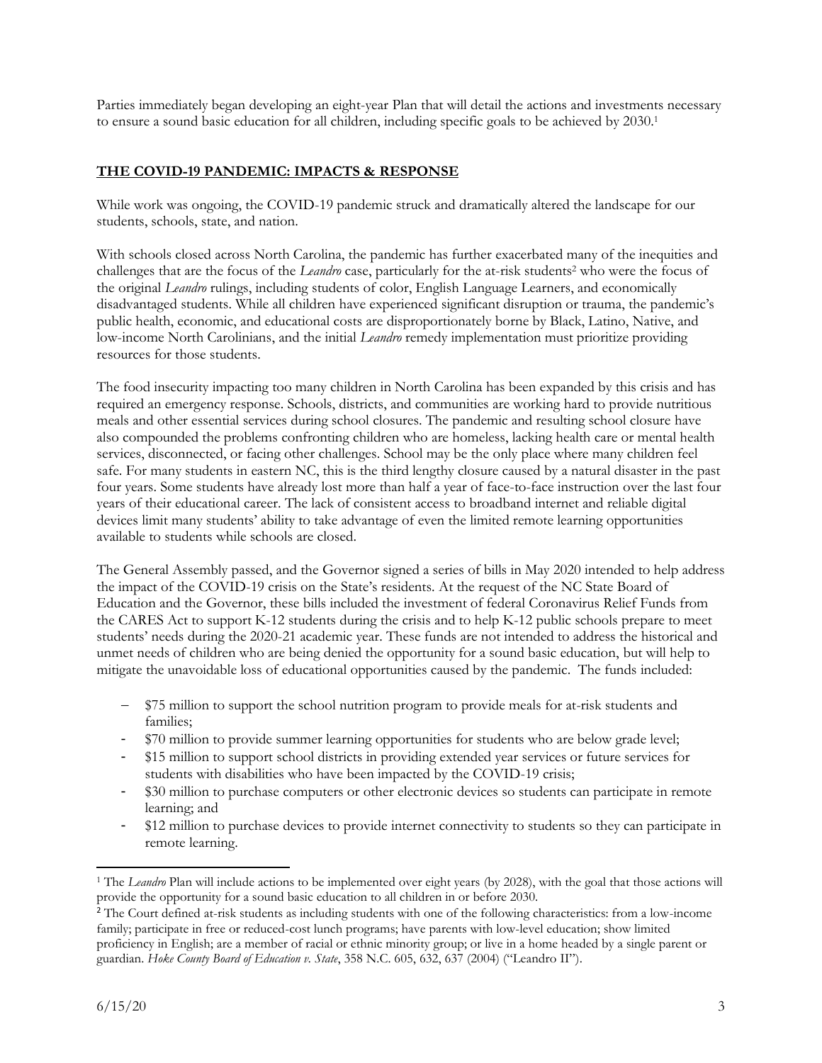Parties immediately began developing an eight-year Plan that will detail the actions and investments necessary to ensure a sound basic education for all children, including specific goals to be achieved by 2030.[1]

## THE COVID-19 PANDEMIC: IMPACTS & RESPONSE

While work was ongoing, the COVID-19 pandemic struck and dramatically altered the landscape for our students, schools, state, and nation.

With schools closed across North Carolina, the pandemic has further exacerbated many of the inequities and challenges that are the focus of the *Leandro* case, particularly for the at-risk students[2] who were the focus of the original *Leandro* rulings, including students of color, English Language Learners, and economically disadvantaged students. While all children have experienced significant disruption or trauma, the pandemic's public health, economic, and educational costs are disproportionately borne by Black, Latino, Native, and low-income North Carolinians, and the initial *Leandro* remedy implementation must prioritize providing resources for those students.

The food insecurity impacting too many children in North Carolina has been expanded by this crisis and has required an emergency response. Schools, districts, and communities are working hard to provide nutritious meals and other essential services during school closures. The pandemic and resulting school closure have also compounded the problems confronting children who are homeless, lacking health care or mental health services, disconnected, or facing other challenges. School may be the only place where many children feel safe. For many students in eastern NC, this is the third lengthy closure caused by a natural disaster in the past four years. Some students have already lost more than half a year of face-to-face instruction over the last four years of their educational career. The lack of consistent access to broadband internet and reliable digital devices limit many students' ability to take advantage of even the limited remote learning opportunities available to students while schools are closed.

The General Assembly passed, and the Governor signed a series of bills in May 2020 intended to help address the impact of the COVID-19 crisis on the State's residents. At the request of the NC State Board of Education and the Governor, these bills included the investment of federal Coronavirus Relief Funds from the CARES Act to support K-12 students during the crisis and to help K-12 public schools prepare to meet students' needs during the 2020-21 academic year. These funds are not intended to address the historical and unmet needs of children who are being denied the opportunity for a sound basic education, but will help to mitigate the unavoidable loss of educational opportunities caused by the pandemic. The funds included:

- $75 million to support the school nutrition program to provide meals for at-risk students and families;
- $70 million to provide summer learning opportunities for students who are below grade level;
- $15 million to support school districts in providing extended year services or future services for students with disabilities who have been impacted by the COVID-19 crisis;
- $30 million to purchase computers or other electronic devices so students can participate in remote learning; and
- $12 million to purchase devices to provide internet connectivity to students so they can participate in remote learning.

---

[1] The *Leandro* Plan will include actions to be implemented over eight years (by 2028), with the goal that those actions will provide the opportunity for a sound basic education to all children in or before 2030.

[2] The Court defined at-risk students as including students with one of the following characteristics: from a low-income family; participate in free or reduced-cost lunch programs; have parents with low-level education; show limited proficiency in English; are a member of racial or ethnic minority group; or live in a home headed by a single parent or guardian. *Hoke County Board of Education v. State*, 358 N.C. 605, 632, 637 (2004) ("Leandro II").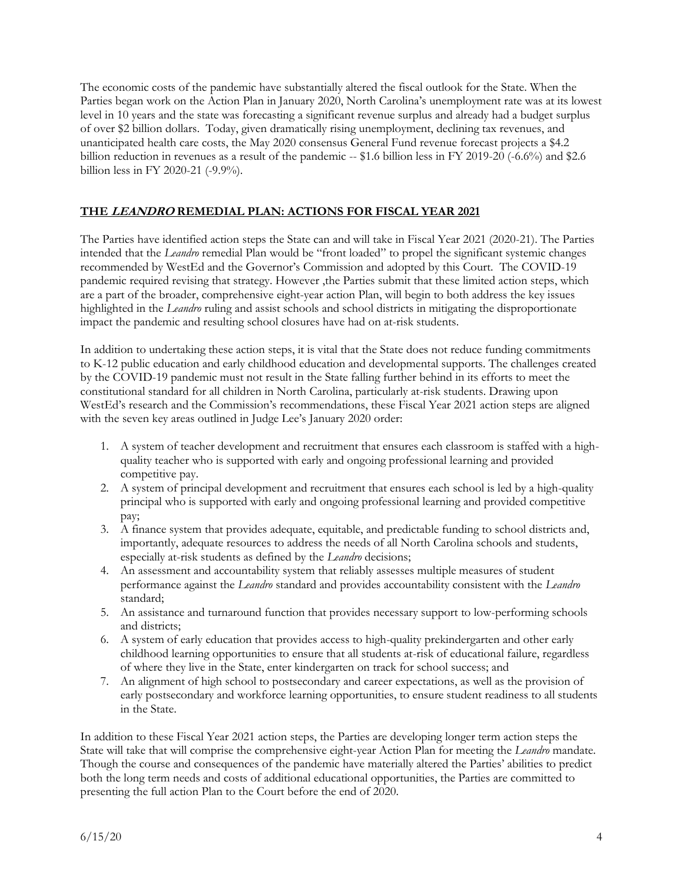The economic costs of the pandemic have substantially altered the fiscal outlook for the State. When the Parties began work on the Action Plan in January 2020, North Carolina's unemployment rate was at its lowest level in 10 years and the state was forecasting a significant revenue surplus and already had a budget surplus of over $2 billion dollars. Today, given dramatically rising unemployment, declining tax revenues, and unanticipated health care costs, the May 2020 consensus General Fund revenue forecast projects a $4.2 billion reduction in revenues as a result of the pandemic -- $1.6 billion less in FY 2019-20 (-6.6%) and $2.6 billion less in FY 2020-21 (-9.9%).

## THE *LEANDRO* REMEDIAL PLAN: ACTIONS FOR FISCAL YEAR 2021

The Parties have identified action steps the State can and will take in Fiscal Year 2021 (2020-21). The Parties intended that the *Leandro* remedial Plan would be "front loaded" to propel the significant systemic changes recommended by WestEd and the Governor's Commission and adopted by this Court. The COVID-19 pandemic required revising that strategy. However ,the Parties submit that these limited action steps, which are a part of the broader, comprehensive eight-year action Plan, will begin to both address the key issues highlighted in the *Leandro* ruling and assist schools and school districts in mitigating the disproportionate impact the pandemic and resulting school closures have had on at-risk students.

In addition to undertaking these action steps, it is vital that the State does not reduce funding commitments to K-12 public education and early childhood education and developmental supports. The challenges created by the COVID-19 pandemic must not result in the State falling further behind in its efforts to meet the constitutional standard for all children in North Carolina, particularly at-risk students. Drawing upon WestEd's research and the Commission's recommendations, these Fiscal Year 2021 action steps are aligned with the seven key areas outlined in Judge Lee's January 2020 order:

1. A system of teacher development and recruitment that ensures each classroom is staffed with a high-quality teacher who is supported with early and ongoing professional learning and provided competitive pay.
2. A system of principal development and recruitment that ensures each school is led by a high-quality principal who is supported with early and ongoing professional learning and provided competitive pay;
3. A finance system that provides adequate, equitable, and predictable funding to school districts and, importantly, adequate resources to address the needs of all North Carolina schools and students, especially at-risk students as defined by the *Leandro* decisions;
4. An assessment and accountability system that reliably assesses multiple measures of student performance against the *Leandro* standard and provides accountability consistent with the *Leandro* standard;
5. An assistance and turnaround function that provides necessary support to low-performing schools and districts;
6. A system of early education that provides access to high-quality prekindergarten and other early childhood learning opportunities to ensure that all students at-risk of educational failure, regardless of where they live in the State, enter kindergarten on track for school success; and
7. An alignment of high school to postsecondary and career expectations, as well as the provision of early postsecondary and workforce learning opportunities, to ensure student readiness to all students in the State.

In addition to these Fiscal Year 2021 action steps, the Parties are developing longer term action steps the State will take that will comprise the comprehensive eight-year Action Plan for meeting the *Leandro* mandate. Though the course and consequences of the pandemic have materially altered the Parties' abilities to predict both the long term needs and costs of additional educational opportunities, the Parties are committed to presenting the full action Plan to the Court before the end of 2020.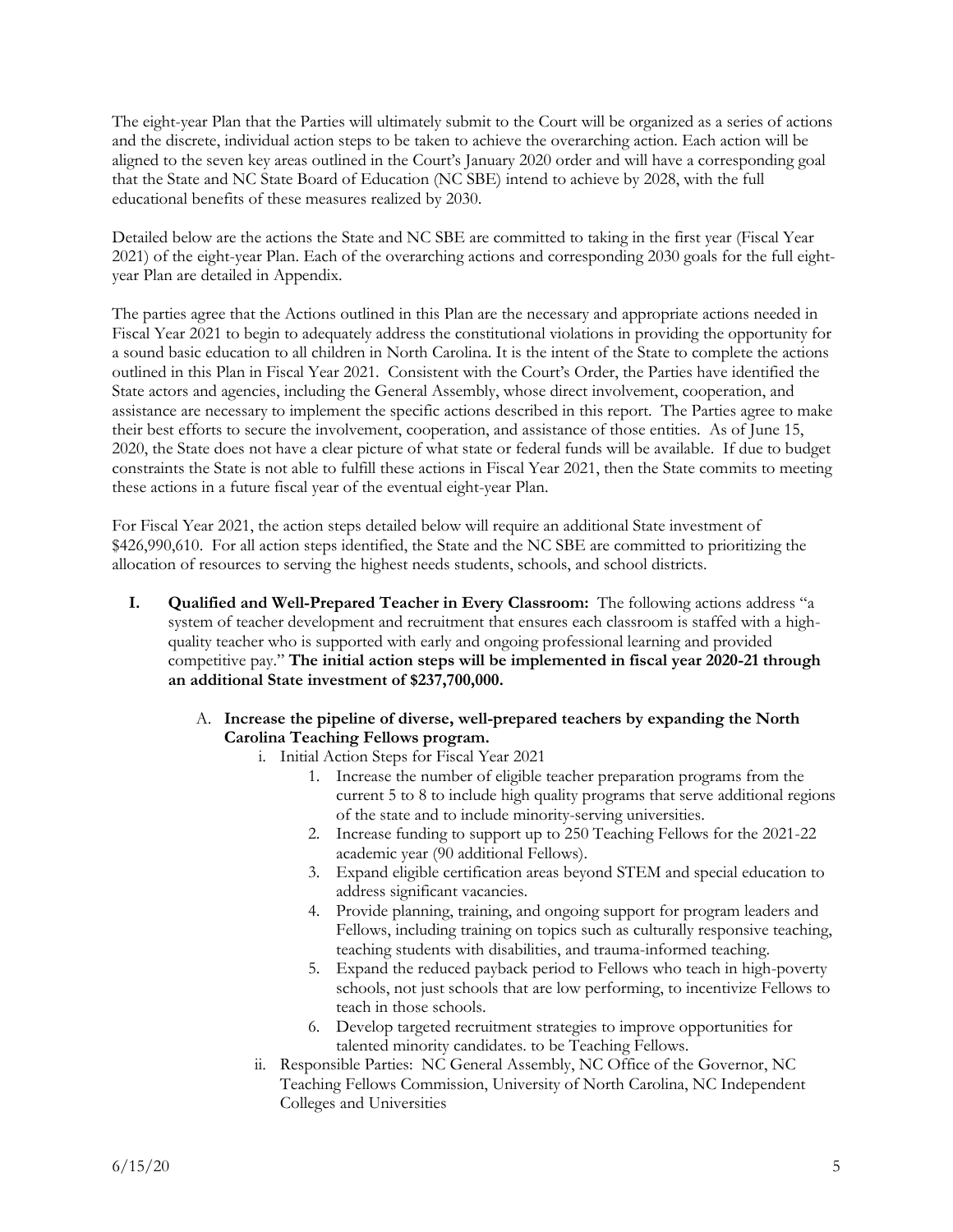The eight-year Plan that the Parties will ultimately submit to the Court will be organized as a series of actions and the discrete, individual action steps to be taken to achieve the overarching action. Each action will be aligned to the seven key areas outlined in the Court's January 2020 order and will have a corresponding goal that the State and NC State Board of Education (NC SBE) intend to achieve by 2028, with the full educational benefits of these measures realized by 2030.

Detailed below are the actions the State and NC SBE are committed to taking in the first year (Fiscal Year 2021) of the eight-year Plan. Each of the overarching actions and corresponding 2030 goals for the full eight-year Plan are detailed in Appendix.

The parties agree that the Actions outlined in this Plan are the necessary and appropriate actions needed in Fiscal Year 2021 to begin to adequately address the constitutional violations in providing the opportunity for a sound basic education to all children in North Carolina. It is the intent of the State to complete the actions outlined in this Plan in Fiscal Year 2021. Consistent with the Court's Order, the Parties have identified the State actors and agencies, including the General Assembly, whose direct involvement, cooperation, and assistance are necessary to implement the specific actions described in this report. The Parties agree to make their best efforts to secure the involvement, cooperation, and assistance of those entities. As of June 15, 2020, the State does not have a clear picture of what state or federal funds will be available. If due to budget constraints the State is not able to fulfill these actions in Fiscal Year 2021, then the State commits to meeting these actions in a future fiscal year of the eventual eight-year Plan.

For Fiscal Year 2021, the action steps detailed below will require an additional State investment of $426,990,610. For all action steps identified, the State and the NC SBE are committed to prioritizing the allocation of resources to serving the highest needs students, schools, and school districts.

**I. Qualified and Well-Prepared Teacher in Every Classroom:** The following actions address "a system of teacher development and recruitment that ensures each classroom is staffed with a high-quality teacher who is supported with early and ongoing professional learning and provided competitive pay." **The initial action steps will be implemented in fiscal year 2020-21 through an additional State investment of $237,700,000.**

A. **Increase the pipeline of diverse, well-prepared teachers by expanding the North Carolina Teaching Fellows program.**

i. Initial Action Steps for Fiscal Year 2021

1. Increase the number of eligible teacher preparation programs from the current 5 to 8 to include high quality programs that serve additional regions of the state and to include minority-serving universities.
2. Increase funding to support up to 250 Teaching Fellows for the 2021-22 academic year (90 additional Fellows).
3. Expand eligible certification areas beyond STEM and special education to address significant vacancies.
4. Provide planning, training, and ongoing support for program leaders and Fellows, including training on topics such as culturally responsive teaching, teaching students with disabilities, and trauma-informed teaching.
5. Expand the reduced payback period to Fellows who teach in high-poverty schools, not just schools that are low performing, to incentivize Fellows to teach in those schools.
6. Develop targeted recruitment strategies to improve opportunities for talented minority candidates. to be Teaching Fellows.

ii. Responsible Parties: NC General Assembly, NC Office of the Governor, NC Teaching Fellows Commission, University of North Carolina, NC Independent Colleges and Universities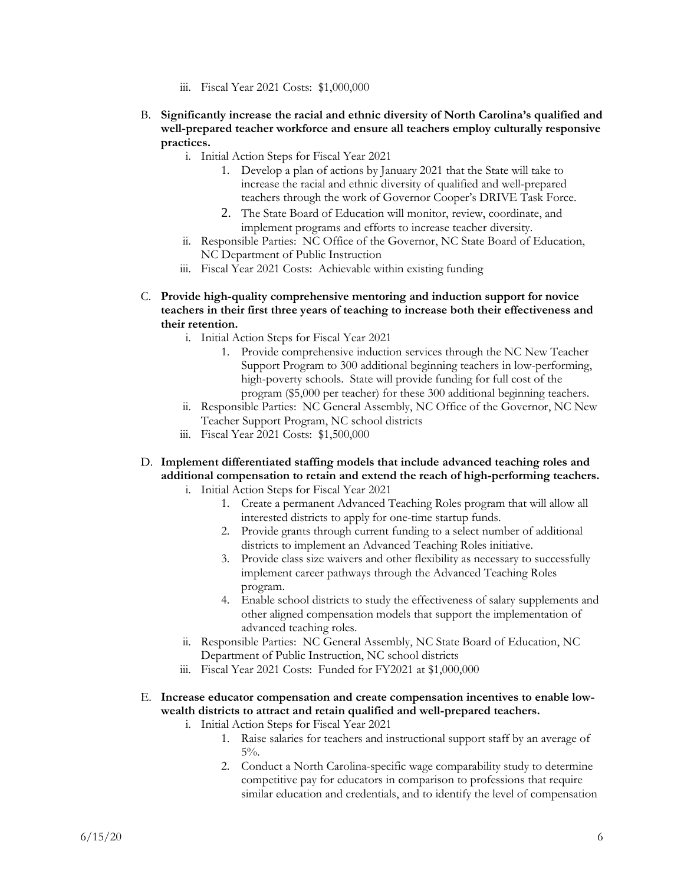iii. Fiscal Year 2021 Costs: $1,000,000

B. **Significantly increase the racial and ethnic diversity of North Carolina's qualified and well-prepared teacher workforce and ensure all teachers employ culturally responsive practices.**
   i. Initial Action Steps for Fiscal Year 2021
      1. Develop a plan of actions by January 2021 that the State will take to increase the racial and ethnic diversity of qualified and well-prepared teachers through the work of Governor Cooper's DRIVE Task Force.
      2. The State Board of Education will monitor, review, coordinate, and implement programs and efforts to increase teacher diversity.
   ii. Responsible Parties: NC Office of the Governor, NC State Board of Education, NC Department of Public Instruction
   iii. Fiscal Year 2021 Costs: Achievable within existing funding

C. **Provide high-quality comprehensive mentoring and induction support for novice teachers in their first three years of teaching to increase both their effectiveness and their retention.**
   i. Initial Action Steps for Fiscal Year 2021
      1. Provide comprehensive induction services through the NC New Teacher Support Program to 300 additional beginning teachers in low-performing, high-poverty schools. State will provide funding for full cost of the program ($5,000 per teacher) for these 300 additional beginning teachers.
   ii. Responsible Parties: NC General Assembly, NC Office of the Governor, NC New Teacher Support Program, NC school districts
   iii. Fiscal Year 2021 Costs: $1,500,000

D. **Implement differentiated staffing models that include advanced teaching roles and additional compensation to retain and extend the reach of high-performing teachers.**
   i. Initial Action Steps for Fiscal Year 2021
      1. Create a permanent Advanced Teaching Roles program that will allow all interested districts to apply for one-time startup funds.
      2. Provide grants through current funding to a select number of additional districts to implement an Advanced Teaching Roles initiative.
      3. Provide class size waivers and other flexibility as necessary to successfully implement career pathways through the Advanced Teaching Roles program.
      4. Enable school districts to study the effectiveness of salary supplements and other aligned compensation models that support the implementation of advanced teaching roles.
   ii. Responsible Parties: NC General Assembly, NC State Board of Education, NC Department of Public Instruction, NC school districts
   iii. Fiscal Year 2021 Costs: Funded for FY2021 at $1,000,000

E. **Increase educator compensation and create compensation incentives to enable low-wealth districts to attract and retain qualified and well-prepared teachers.**
   i. Initial Action Steps for Fiscal Year 2021
      1. Raise salaries for teachers and instructional support staff by an average of 5%.
      2. Conduct a North Carolina-specific wage comparability study to determine competitive pay for educators in comparison to professions that require similar education and credentials, and to identify the level of compensation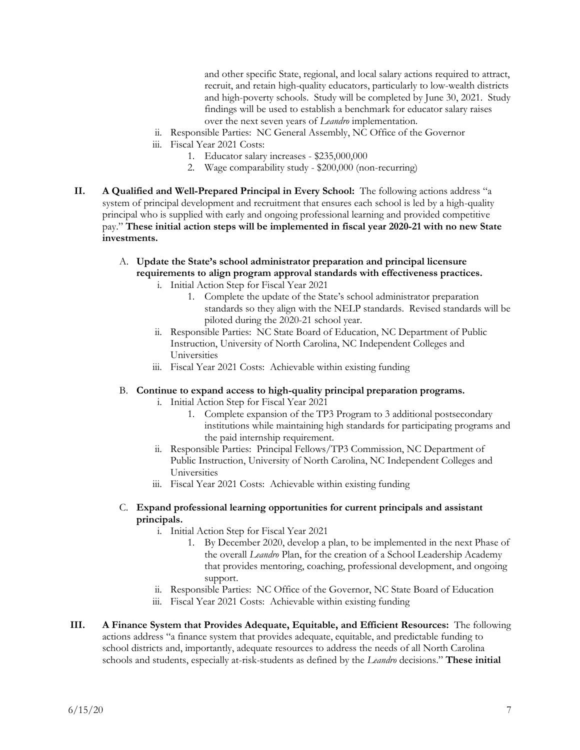and other specific State, regional, and local salary actions required to attract, recruit, and retain high-quality educators, particularly to low-wealth districts and high-poverty schools. Study will be completed by June 30, 2021. Study findings will be used to establish a benchmark for educator salary raises over the next seven years of *Leandro* implementation.

   ii. Responsible Parties: NC General Assembly, NC Office of the Governor

   iii. Fiscal Year 2021 Costs:

      1. Educator salary increases - $235,000,000
      2. Wage comparability study - $200,000 (non-recurring)

**II. A Qualified and Well-Prepared Principal in Every School:** The following actions address "a system of principal development and recruitment that ensures each school is led by a high-quality principal who is supplied with early and ongoing professional learning and provided competitive pay." **These initial action steps will be implemented in fiscal year 2020-21 with no new State investments.**

A. **Update the State's school administrator preparation and principal licensure requirements to align program approval standards with effectiveness practices.**

   i. Initial Action Step for Fiscal Year 2021

      1. Complete the update of the State's school administrator preparation standards so they align with the NELP standards. Revised standards will be piloted during the 2020-21 school year.

   ii. Responsible Parties: NC State Board of Education, NC Department of Public Instruction, University of North Carolina, NC Independent Colleges and Universities

   iii. Fiscal Year 2021 Costs: Achievable within existing funding

B. **Continue to expand access to high-quality principal preparation programs.**

   i. Initial Action Step for Fiscal Year 2021

      1. Complete expansion of the TP3 Program to 3 additional postsecondary institutions while maintaining high standards for participating programs and the paid internship requirement.

   ii. Responsible Parties: Principal Fellows/TP3 Commission, NC Department of Public Instruction, University of North Carolina, NC Independent Colleges and Universities

   iii. Fiscal Year 2021 Costs: Achievable within existing funding

C. **Expand professional learning opportunities for current principals and assistant principals.**

   i. Initial Action Step for Fiscal Year 2021

      1. By December 2020, develop a plan, to be implemented in the next Phase of the overall *Leandro* Plan, for the creation of a School Leadership Academy that provides mentoring, coaching, professional development, and ongoing support.

   ii. Responsible Parties: NC Office of the Governor, NC State Board of Education

   iii. Fiscal Year 2021 Costs: Achievable within existing funding

**III. A Finance System that Provides Adequate, Equitable, and Efficient Resources:** The following actions address "a finance system that provides adequate, equitable, and predictable funding to school districts and, importantly, adequate resources to address the needs of all North Carolina schools and students, especially at-risk-students as defined by the *Leandro* decisions." **These initial**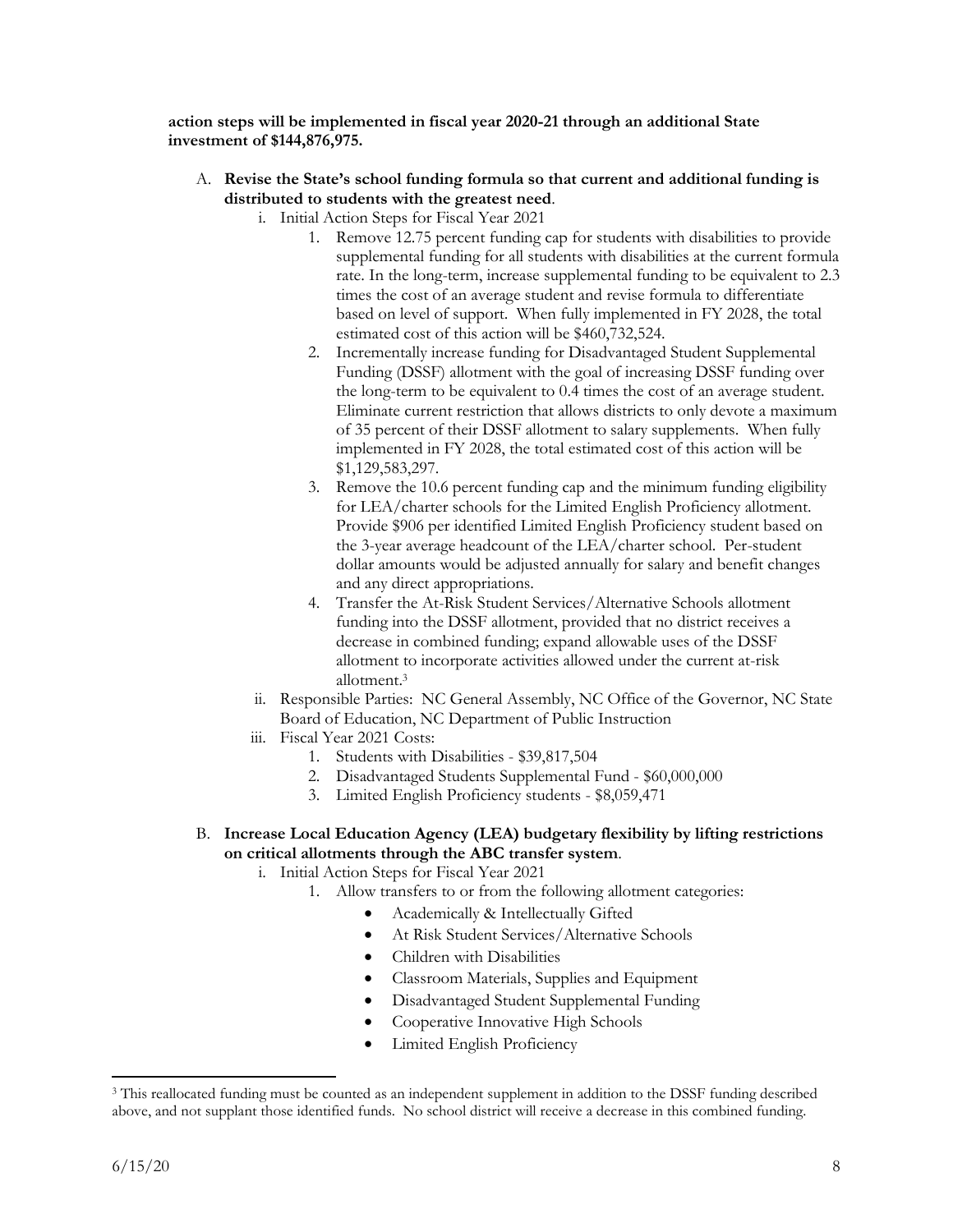**action steps will be implemented in fiscal year 2020-21 through an additional State investment of $144,876,975.**

A. **Revise the State's school funding formula so that current and additional funding is distributed to students with the greatest need**.
   i. Initial Action Steps for Fiscal Year 2021
      1. Remove 12.75 percent funding cap for students with disabilities to provide supplemental funding for all students with disabilities at the current formula rate. In the long-term, increase supplemental funding to be equivalent to 2.3 times the cost of an average student and revise formula to differentiate based on level of support. When fully implemented in FY 2028, the total estimated cost of this action will be $460,732,524.
      2. Incrementally increase funding for Disadvantaged Student Supplemental Funding (DSSF) allotment with the goal of increasing DSSF funding over the long-term to be equivalent to 0.4 times the cost of an average student. Eliminate current restriction that allows districts to only devote a maximum of 35 percent of their DSSF allotment to salary supplements. When fully implemented in FY 2028, the total estimated cost of this action will be $1,129,583,297.
      3. Remove the 10.6 percent funding cap and the minimum funding eligibility for LEA/charter schools for the Limited English Proficiency allotment. Provide $906 per identified Limited English Proficiency student based on the 3-year average headcount of the LEA/charter school. Per-student dollar amounts would be adjusted annually for salary and benefit changes and any direct appropriations.
      4. Transfer the At-Risk Student Services/Alternative Schools allotment funding into the DSSF allotment, provided that no district receives a decrease in combined funding; expand allowable uses of the DSSF allotment to incorporate activities allowed under the current at-risk allotment.[3]
   ii. Responsible Parties: NC General Assembly, NC Office of the Governor, NC State Board of Education, NC Department of Public Instruction
   iii. Fiscal Year 2021 Costs:
      1. Students with Disabilities - $39,817,504
      2. Disadvantaged Students Supplemental Fund - $60,000,000
      3. Limited English Proficiency students - $8,059,471

B. **Increase Local Education Agency (LEA) budgetary flexibility by lifting restrictions on critical allotments through the ABC transfer system**.
   i. Initial Action Steps for Fiscal Year 2021
      1. Allow transfers to or from the following allotment categories:
         - Academically & Intellectually Gifted
         - At Risk Student Services/Alternative Schools
         - Children with Disabilities
         - Classroom Materials, Supplies and Equipment
         - Disadvantaged Student Supplemental Funding
         - Cooperative Innovative High Schools
         - Limited English Proficiency

[3] This reallocated funding must be counted as an independent supplement in addition to the DSSF funding described above, and not supplant those identified funds. No school district will receive a decrease in this combined funding.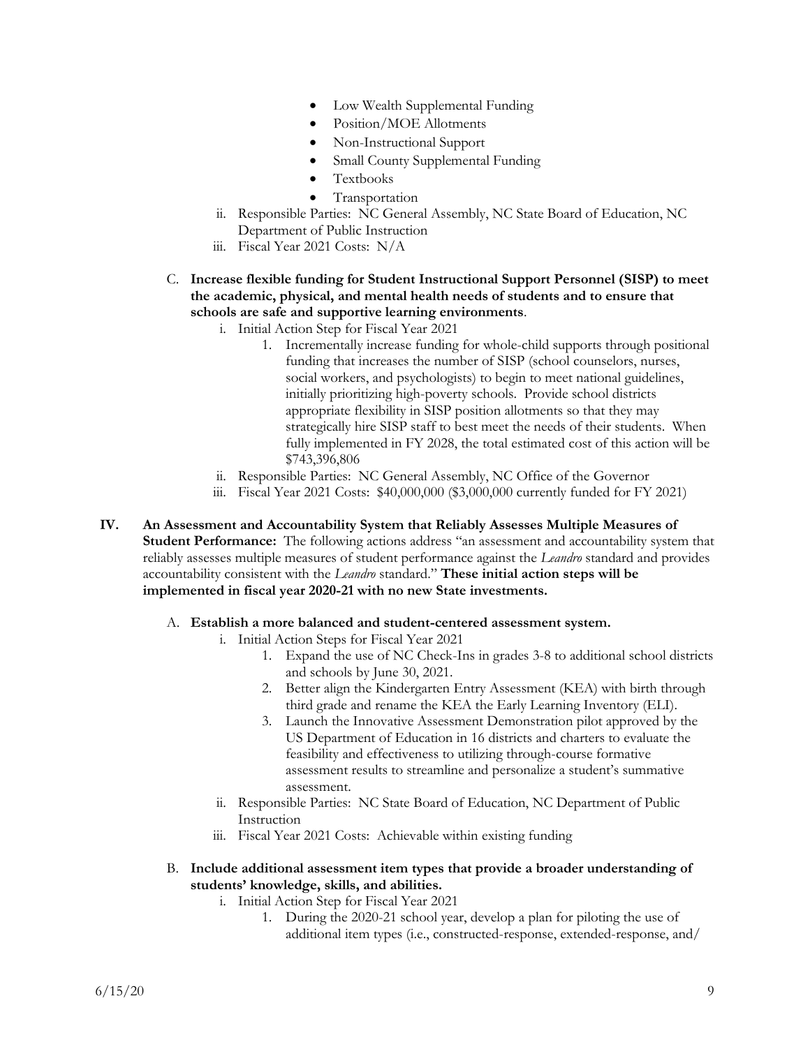- Low Wealth Supplemental Funding
- Position/MOE Allotments
- Non-Instructional Support
- Small County Supplemental Funding
- Textbooks
- Transportation

ii. Responsible Parties: NC General Assembly, NC State Board of Education, NC Department of Public Instruction

iii. Fiscal Year 2021 Costs: N/A

C. **Increase flexible funding for Student Instructional Support Personnel (SISP) to meet the academic, physical, and mental health needs of students and to ensure that schools are safe and supportive learning environments**.

i. Initial Action Step for Fiscal Year 2021

1. Incrementally increase funding for whole-child supports through positional funding that increases the number of SISP (school counselors, nurses, social workers, and psychologists) to begin to meet national guidelines, initially prioritizing high-poverty schools. Provide school districts appropriate flexibility in SISP position allotments so that they may strategically hire SISP staff to best meet the needs of their students. When fully implemented in FY 2028, the total estimated cost of this action will be $743,396,806

ii. Responsible Parties: NC General Assembly, NC Office of the Governor

iii. Fiscal Year 2021 Costs: $40,000,000 ($3,000,000 currently funded for FY 2021)

**IV. An Assessment and Accountability System that Reliably Assesses Multiple Measures of Student Performance:** The following actions address "an assessment and accountability system that reliably assesses multiple measures of student performance against the *Leandro* standard and provides accountability consistent with the *Leandro* standard." **These initial action steps will be implemented in fiscal year 2020-21 with no new State investments.**

A. **Establish a more balanced and student-centered assessment system.**

i. Initial Action Steps for Fiscal Year 2021

1. Expand the use of NC Check-Ins in grades 3-8 to additional school districts and schools by June 30, 2021.
2. Better align the Kindergarten Entry Assessment (KEA) with birth through third grade and rename the KEA the Early Learning Inventory (ELI).
3. Launch the Innovative Assessment Demonstration pilot approved by the US Department of Education in 16 districts and charters to evaluate the feasibility and effectiveness to utilizing through-course formative assessment results to streamline and personalize a student's summative assessment.

ii. Responsible Parties: NC State Board of Education, NC Department of Public Instruction

iii. Fiscal Year 2021 Costs: Achievable within existing funding

B. **Include additional assessment item types that provide a broader understanding of students' knowledge, skills, and abilities.**

i. Initial Action Step for Fiscal Year 2021

1. During the 2020-21 school year, develop a plan for piloting the use of additional item types (i.e., constructed-response, extended-response, and/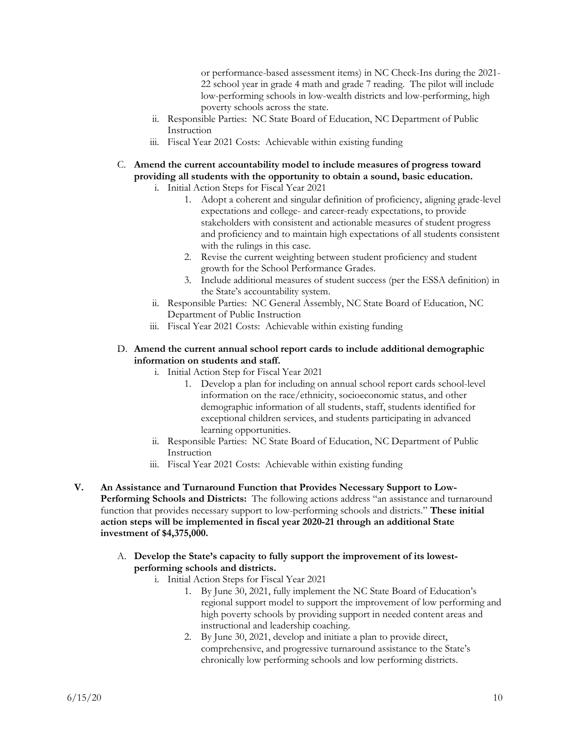or performance-based assessment items) in NC Check-Ins during the 2021-22 school year in grade 4 math and grade 7 reading. The pilot will include low-performing schools in low-wealth districts and low-performing, high poverty schools across the state.

ii. Responsible Parties: NC State Board of Education, NC Department of Public Instruction

iii. Fiscal Year 2021 Costs: Achievable within existing funding

C. **Amend the current accountability model to include measures of progress toward providing all students with the opportunity to obtain a sound, basic education.**

i. Initial Action Steps for Fiscal Year 2021

1. Adopt a coherent and singular definition of proficiency, aligning grade-level expectations and college- and career-ready expectations, to provide stakeholders with consistent and actionable measures of student progress and proficiency and to maintain high expectations of all students consistent with the rulings in this case.
2. Revise the current weighting between student proficiency and student growth for the School Performance Grades.
3. Include additional measures of student success (per the ESSA definition) in the State's accountability system.

ii. Responsible Parties: NC General Assembly, NC State Board of Education, NC Department of Public Instruction

iii. Fiscal Year 2021 Costs: Achievable within existing funding

D. **Amend the current annual school report cards to include additional demographic information on students and staff.**

i. Initial Action Step for Fiscal Year 2021

1. Develop a plan for including on annual school report cards school-level information on the race/ethnicity, socioeconomic status, and other demographic information of all students, staff, students identified for exceptional children services, and students participating in advanced learning opportunities.

ii. Responsible Parties: NC State Board of Education, NC Department of Public Instruction

iii. Fiscal Year 2021 Costs: Achievable within existing funding

**V. An Assistance and Turnaround Function that Provides Necessary Support to Low-Performing Schools and Districts:** The following actions address "an assistance and turnaround function that provides necessary support to low-performing schools and districts." **These initial action steps will be implemented in fiscal year 2020-21 through an additional State investment of $4,375,000.**

A. **Develop the State's capacity to fully support the improvement of its lowest-performing schools and districts.**

i. Initial Action Steps for Fiscal Year 2021

1. By June 30, 2021, fully implement the NC State Board of Education's regional support model to support the improvement of low performing and high poverty schools by providing support in needed content areas and instructional and leadership coaching.
2. By June 30, 2021, develop and initiate a plan to provide direct, comprehensive, and progressive turnaround assistance to the State's chronically low performing schools and low performing districts.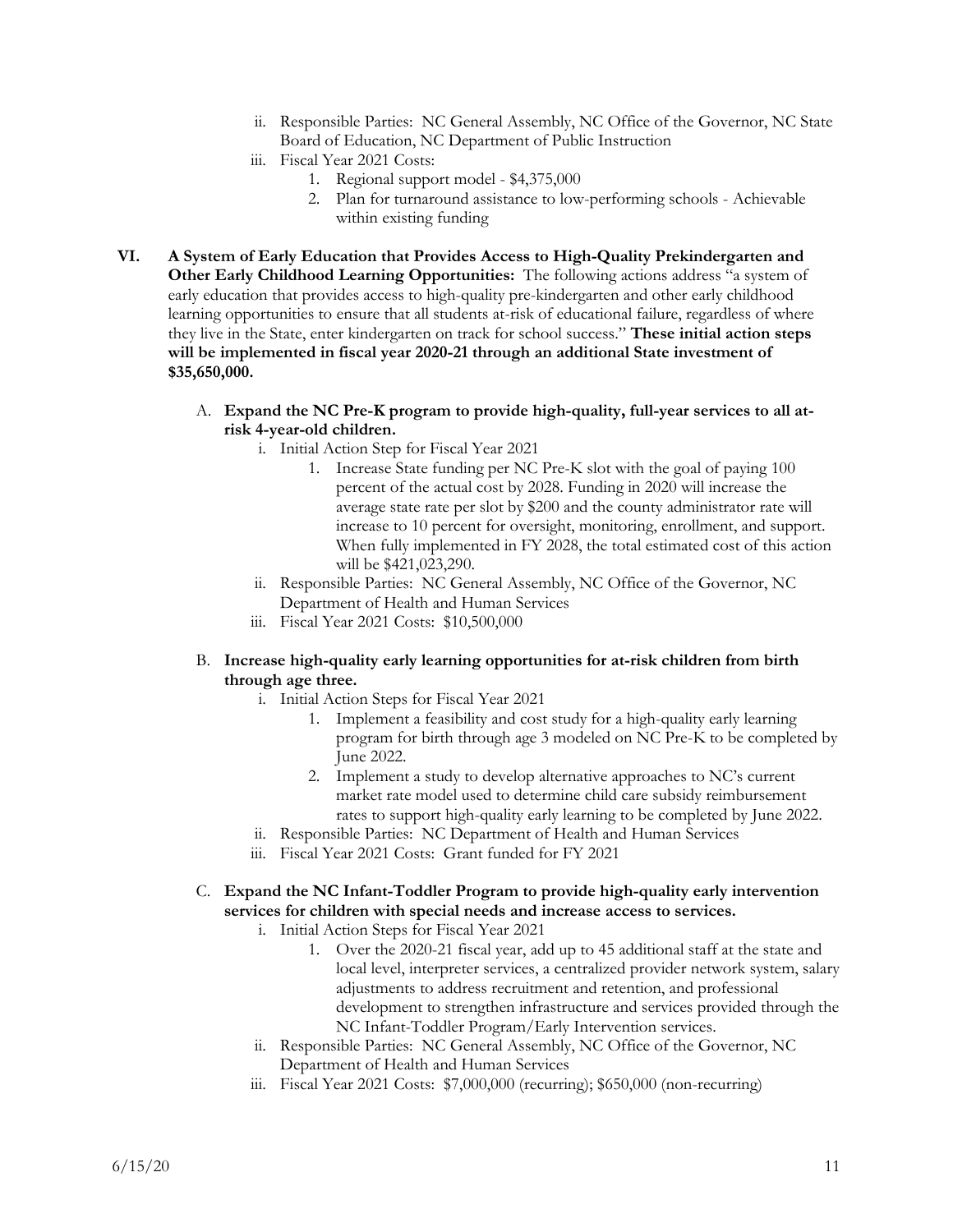ii. Responsible Parties: NC General Assembly, NC Office of the Governor, NC State Board of Education, NC Department of Public Instruction
   iii. Fiscal Year 2021 Costs:
      1. Regional support model - $4,375,000
      2. Plan for turnaround assistance to low-performing schools - Achievable within existing funding

**VI. A System of Early Education that Provides Access to High-Quality Prekindergarten and Other Early Childhood Learning Opportunities:** The following actions address "a system of early education that provides access to high-quality pre-kindergarten and other early childhood learning opportunities to ensure that all students at-risk of educational failure, regardless of where they live in the State, enter kindergarten on track for school success." **These initial action steps will be implemented in fiscal year 2020-21 through an additional State investment of $35,650,000.**

A. **Expand the NC Pre-K program to provide high-quality, full-year services to all at-risk 4-year-old children.**
   i. Initial Action Step for Fiscal Year 2021
      1. Increase State funding per NC Pre-K slot with the goal of paying 100 percent of the actual cost by 2028. Funding in 2020 will increase the average state rate per slot by $200 and the county administrator rate will increase to 10 percent for oversight, monitoring, enrollment, and support. When fully implemented in FY 2028, the total estimated cost of this action will be $421,023,290.
   ii. Responsible Parties: NC General Assembly, NC Office of the Governor, NC Department of Health and Human Services
   iii. Fiscal Year 2021 Costs: $10,500,000

B. **Increase high-quality early learning opportunities for at-risk children from birth through age three.**
   i. Initial Action Steps for Fiscal Year 2021
      1. Implement a feasibility and cost study for a high-quality early learning program for birth through age 3 modeled on NC Pre-K to be completed by June 2022.
      2. Implement a study to develop alternative approaches to NC's current market rate model used to determine child care subsidy reimbursement rates to support high-quality early learning to be completed by June 2022.
   ii. Responsible Parties: NC Department of Health and Human Services
   iii. Fiscal Year 2021 Costs: Grant funded for FY 2021

C. **Expand the NC Infant-Toddler Program to provide high-quality early intervention services for children with special needs and increase access to services.**
   i. Initial Action Steps for Fiscal Year 2021
      1. Over the 2020-21 fiscal year, add up to 45 additional staff at the state and local level, interpreter services, a centralized provider network system, salary adjustments to address recruitment and retention, and professional development to strengthen infrastructure and services provided through the NC Infant-Toddler Program/Early Intervention services.
   ii. Responsible Parties: NC General Assembly, NC Office of the Governor, NC Department of Health and Human Services
   iii. Fiscal Year 2021 Costs: $7,000,000 (recurring); $650,000 (non-recurring)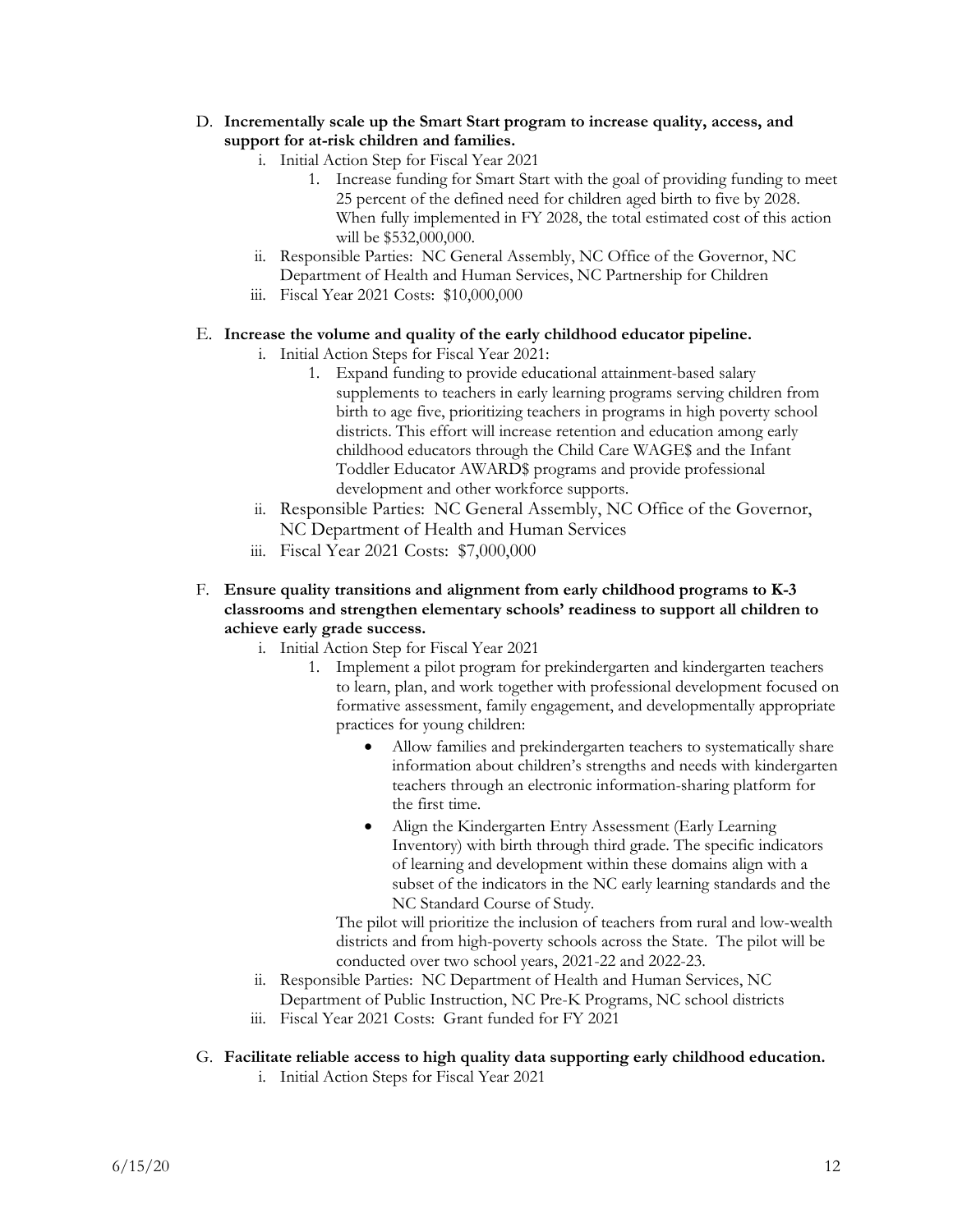D. **Incrementally scale up the Smart Start program to increase quality, access, and support for at-risk children and families.**

   i. Initial Action Step for Fiscal Year 2021

      1. Increase funding for Smart Start with the goal of providing funding to meet 25 percent of the defined need for children aged birth to five by 2028. When fully implemented in FY 2028, the total estimated cost of this action will be $532,000,000.

   ii. Responsible Parties: NC General Assembly, NC Office of the Governor, NC Department of Health and Human Services, NC Partnership for Children

   iii. Fiscal Year 2021 Costs: $10,000,000

E. **Increase the volume and quality of the early childhood educator pipeline.**

   i. Initial Action Steps for Fiscal Year 2021:

      1. Expand funding to provide educational attainment-based salary supplements to teachers in early learning programs serving children from birth to age five, prioritizing teachers in programs in high poverty school districts. This effort will increase retention and education among early childhood educators through the Child Care WAGE$ and the Infant Toddler Educator AWARD$ programs and provide professional development and other workforce supports.

   ii. Responsible Parties: NC General Assembly, NC Office of the Governor, NC Department of Health and Human Services

   iii. Fiscal Year 2021 Costs: $7,000,000

F. **Ensure quality transitions and alignment from early childhood programs to K-3 classrooms and strengthen elementary schools' readiness to support all children to achieve early grade success.**

   i. Initial Action Step for Fiscal Year 2021

      1. Implement a pilot program for prekindergarten and kindergarten teachers to learn, plan, and work together with professional development focused on formative assessment, family engagement, and developmentally appropriate practices for young children:

         - Allow families and prekindergarten teachers to systematically share information about children's strengths and needs with kindergarten teachers through an electronic information-sharing platform for the first time.
         - Align the Kindergarten Entry Assessment (Early Learning Inventory) with birth through third grade. The specific indicators of learning and development within these domains align with a subset of the indicators in the NC early learning standards and the NC Standard Course of Study.

         The pilot will prioritize the inclusion of teachers from rural and low-wealth districts and from high-poverty schools across the State. The pilot will be conducted over two school years, 2021-22 and 2022-23.

   ii. Responsible Parties: NC Department of Health and Human Services, NC Department of Public Instruction, NC Pre-K Programs, NC school districts

   iii. Fiscal Year 2021 Costs: Grant funded for FY 2021

G. **Facilitate reliable access to high quality data supporting early childhood education.**

   i. Initial Action Steps for Fiscal Year 2021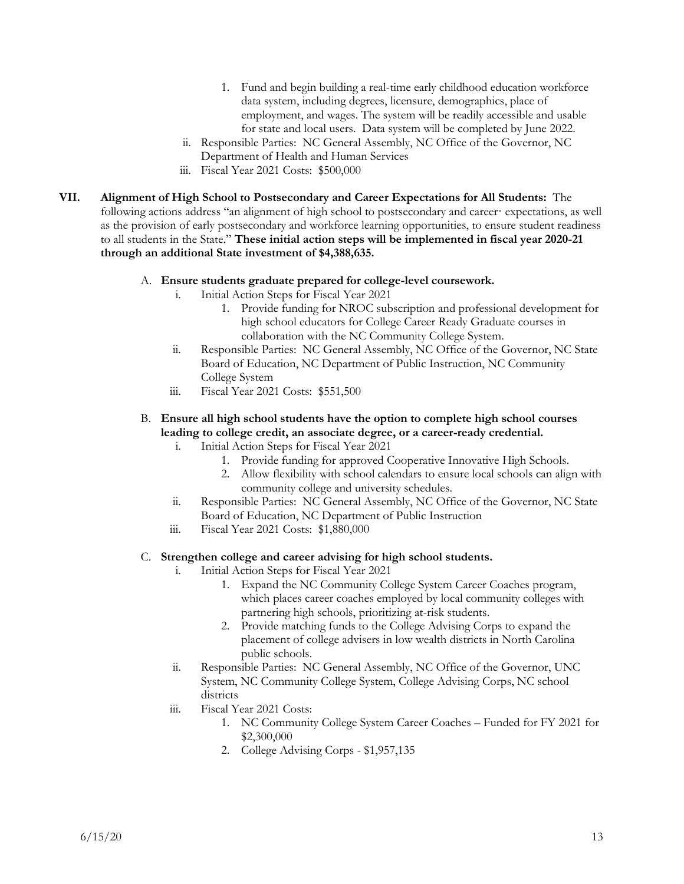1. Fund and begin building a real-time early childhood education workforce data system, including degrees, licensure, demographics, place of employment, and wages. The system will be readily accessible and usable for state and local users. Data system will be completed by June 2022.

ii. Responsible Parties: NC General Assembly, NC Office of the Governor, NC Department of Health and Human Services

iii. Fiscal Year 2021 Costs: $500,000

**VII. Alignment of High School to Postsecondary and Career Expectations for All Students:** The following actions address "an alignment of high school to postsecondary and career· expectations, as well as the provision of early postsecondary and workforce learning opportunities, to ensure student readiness to all students in the State." **These initial action steps will be implemented in fiscal year 2020-21 through an additional State investment of $4,388,635.**

A. **Ensure students graduate prepared for college-level coursework.**

i. Initial Action Steps for Fiscal Year 2021

1. Provide funding for NROC subscription and professional development for high school educators for College Career Ready Graduate courses in collaboration with the NC Community College System.

ii. Responsible Parties: NC General Assembly, NC Office of the Governor, NC State Board of Education, NC Department of Public Instruction, NC Community College System

iii. Fiscal Year 2021 Costs: $551,500

B. **Ensure all high school students have the option to complete high school courses leading to college credit, an associate degree, or a career-ready credential.**

i. Initial Action Steps for Fiscal Year 2021

1. Provide funding for approved Cooperative Innovative High Schools.
2. Allow flexibility with school calendars to ensure local schools can align with community college and university schedules.

ii. Responsible Parties: NC General Assembly, NC Office of the Governor, NC State Board of Education, NC Department of Public Instruction

iii. Fiscal Year 2021 Costs: $1,880,000

C. **Strengthen college and career advising for high school students.**

i. Initial Action Steps for Fiscal Year 2021

1. Expand the NC Community College System Career Coaches program, which places career coaches employed by local community colleges with partnering high schools, prioritizing at-risk students.
2. Provide matching funds to the College Advising Corps to expand the placement of college advisers in low wealth districts in North Carolina public schools.

ii. Responsible Parties: NC General Assembly, NC Office of the Governor, UNC System, NC Community College System, College Advising Corps, NC school districts

iii. Fiscal Year 2021 Costs:

1. NC Community College System Career Coaches – Funded for FY 2021 for $2,300,000
2. College Advising Corps - $1,957,135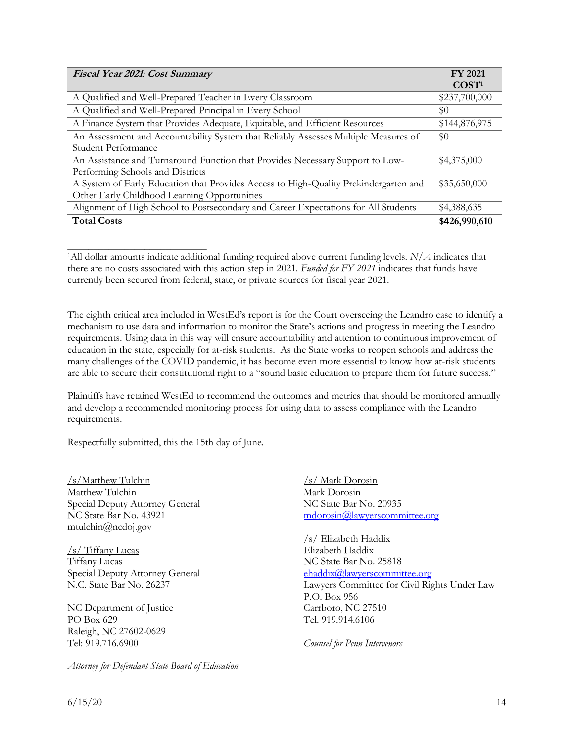| *Fiscal Year 2021: Cost Summary* | **FY 2021 COST**[1] |
|---|---|
| A Qualified and Well-Prepared Teacher in Every Classroom | $237,700,000 |
| A Qualified and Well-Prepared Principal in Every School | $0 |
| A Finance System that Provides Adequate, Equitable, and Efficient Resources | $144,876,975 |
| An Assessment and Accountability System that Reliably Assesses Multiple Measures of Student Performance | $0 |
| An Assistance and Turnaround Function that Provides Necessary Support to Low-Performing Schools and Districts | $4,375,000 |
| A System of Early Education that Provides Access to High-Quality Prekindergarten and Other Early Childhood Learning Opportunities | $35,650,000 |
| Alignment of High School to Postsecondary and Career Expectations for All Students | $4,388,635 |
| **Total Costs** | **$426,990,610** |

[1]All dollar amounts indicate additional funding required above current funding levels. *N/A* indicates that there are no costs associated with this action step in 2021. *Funded for FY 2021* indicates that funds have currently been secured from federal, state, or private sources for fiscal year 2021.

The eighth critical area included in WestEd's report is for the Court overseeing the Leandro case to identify a mechanism to use data and information to monitor the State's actions and progress in meeting the Leandro requirements. Using data in this way will ensure accountability and attention to continuous improvement of education in the state, especially for at-risk students. As the State works to reopen schools and address the many challenges of the COVID pandemic, it has become even more essential to know how at-risk students are able to secure their constitutional right to a "sound basic education to prepare them for future success."

Plaintiffs have retained WestEd to recommend the outcomes and metrics that should be monitored annually and develop a recommended monitoring process for using data to assess compliance with the Leandro requirements.

Respectfully submitted, this the 15th day of June.

/s/Matthew Tulchin
Matthew Tulchin
Special Deputy Attorney General
NC State Bar No. 43921
mtulchin@ncdoj.gov

/s/ Tiffany Lucas
Tiffany Lucas
Special Deputy Attorney General
N.C. State Bar No. 26237

NC Department of Justice
PO Box 629
Raleigh, NC 27602-0629
Tel: 919.716.6900

*Attorney for Defendant State Board of Education*

/s/ Mark Dorosin
Mark Dorosin
NC State Bar No. 20935
mdorosin@lawyerscommittee.org

/s/ Elizabeth Haddix
Elizabeth Haddix
NC State Bar No. 25818
ehaddix@lawyerscommittee.org
Lawyers Committee for Civil Rights Under Law
P.O. Box 956
Carrboro, NC 27510
Tel. 919.914.6106

*Counsel for Penn Intervenors*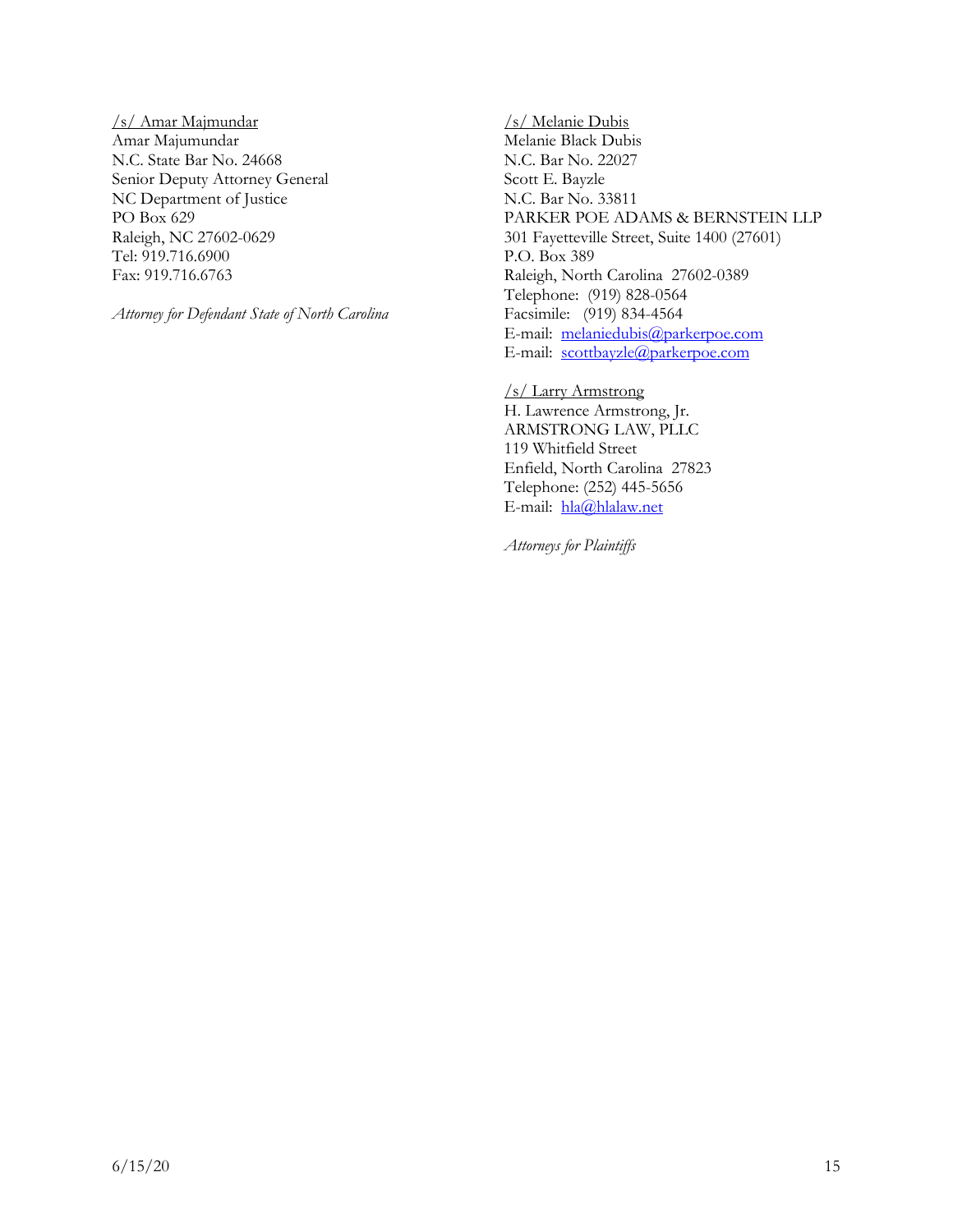/s/ Amar Majmundar
Amar Majumundar
N.C. State Bar No. 24668
Senior Deputy Attorney General
NC Department of Justice
PO Box 629
Raleigh, NC 27602-0629
Tel: 919.716.6900
Fax: 919.716.6763

*Attorney for Defendant State of North Carolina*

/s/ Melanie Dubis
Melanie Black Dubis
N.C. Bar No. 22027
Scott E. Bayzle
N.C. Bar No. 33811
PARKER POE ADAMS & BERNSTEIN LLP
301 Fayetteville Street, Suite 1400 (27601)
P.O. Box 389
Raleigh, North Carolina 27602-0389
Telephone: (919) 828-0564
Facsimile: (919) 834-4564
E-mail: melaniedubis@parkerpoe.com
E-mail: scottbayzle@parkerpoe.com

/s/ Larry Armstrong
H. Lawrence Armstrong, Jr.
ARMSTRONG LAW, PLLC
119 Whitfield Street
Enfield, North Carolina 27823
Telephone: (252) 445-5656
E-mail: hla@hlalaw.net

*Attorneys for Plaintiffs*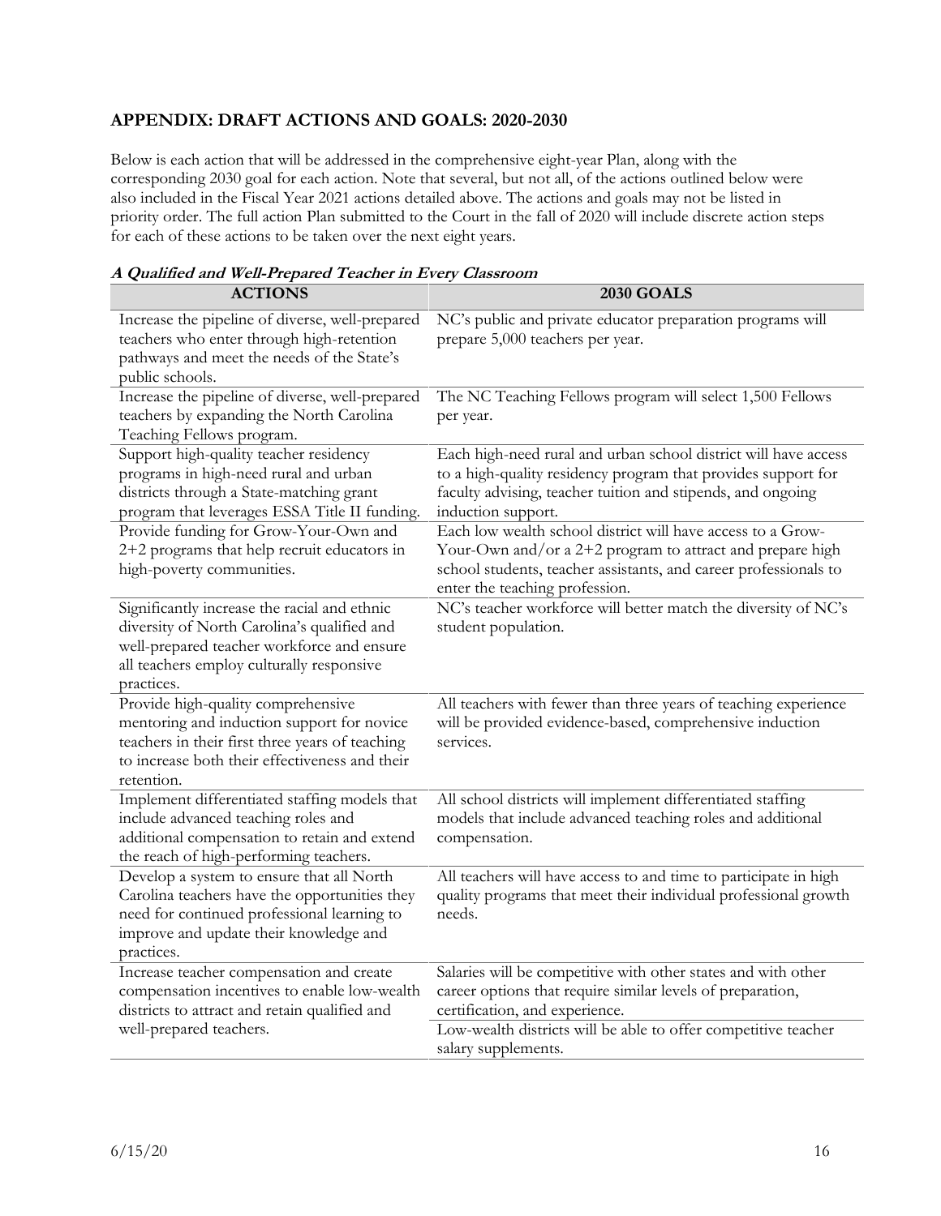## APPENDIX: DRAFT ACTIONS AND GOALS: 2020-2030

Below is each action that will be addressed in the comprehensive eight-year Plan, along with the corresponding 2030 goal for each action. Note that several, but not all, of the actions outlined below were also included in the Fiscal Year 2021 actions detailed above. The actions and goals may not be listed in priority order. The full action Plan submitted to the Court in the fall of 2020 will include discrete action steps for each of these actions to be taken over the next eight years.

***A Qualified and Well-Prepared Teacher in Every Classroom***

| ACTIONS | 2030 GOALS |
|---|---|
| Increase the pipeline of diverse, well-prepared teachers who enter through high-retention pathways and meet the needs of the State's public schools. | NC's public and private educator preparation programs will prepare 5,000 teachers per year. |
| Increase the pipeline of diverse, well-prepared teachers by expanding the North Carolina Teaching Fellows program. | The NC Teaching Fellows program will select 1,500 Fellows per year. |
| Support high-quality teacher residency programs in high-need rural and urban districts through a State-matching grant program that leverages ESSA Title II funding. | Each high-need rural and urban school district will have access to a high-quality residency program that provides support for faculty advising, teacher tuition and stipends, and ongoing induction support. |
| Provide funding for Grow-Your-Own and 2+2 programs that help recruit educators in high-poverty communities. | Each low wealth school district will have access to a Grow-Your-Own and/or a 2+2 program to attract and prepare high school students, teacher assistants, and career professionals to enter the teaching profession. |
| Significantly increase the racial and ethnic diversity of North Carolina's qualified and well-prepared teacher workforce and ensure all teachers employ culturally responsive practices. | NC's teacher workforce will better match the diversity of NC's student population. |
| Provide high-quality comprehensive mentoring and induction support for novice teachers in their first three years of teaching to increase both their effectiveness and their retention. | All teachers with fewer than three years of teaching experience will be provided evidence-based, comprehensive induction services. |
| Implement differentiated staffing models that include advanced teaching roles and additional compensation to retain and extend the reach of high-performing teachers. | All school districts will implement differentiated staffing models that include advanced teaching roles and additional compensation. |
| Develop a system to ensure that all North Carolina teachers have the opportunities they need for continued professional learning to improve and update their knowledge and practices. | All teachers will have access to and time to participate in high quality programs that meet their individual professional growth needs. |
| Increase teacher compensation and create compensation incentives to enable low-wealth districts to attract and retain qualified and well-prepared teachers. | Salaries will be competitive with other states and with other career options that require similar levels of preparation, certification, and experience. |
| | Low-wealth districts will be able to offer competitive teacher salary supplements. |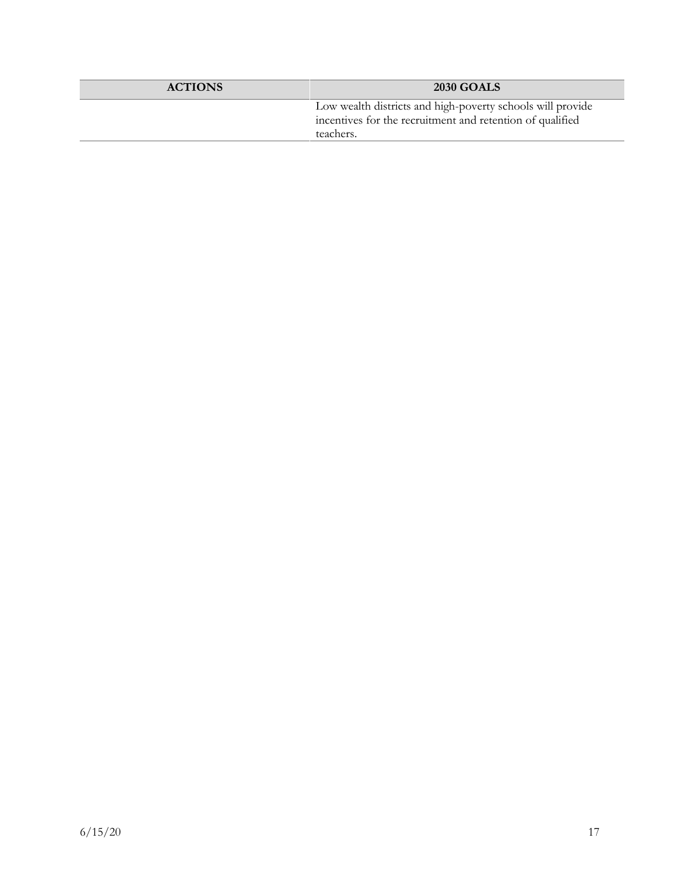| ACTIONS | 2030 GOALS |
| --- | --- |
| | Low wealth districts and high-poverty schools will provide incentives for the recruitment and retention of qualified teachers. |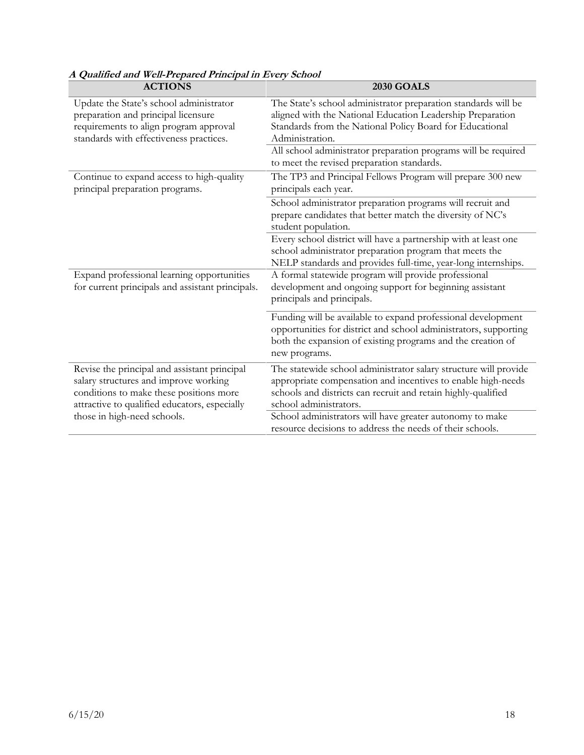***A Qualified and Well-Prepared Principal in Every School***

| ACTIONS | 2030 GOALS |
| --- | --- |
| Update the State's school administrator preparation and principal licensure requirements to align program approval standards with effectiveness practices. | The State's school administrator preparation standards will be aligned with the National Education Leadership Preparation Standards from the National Policy Board for Educational Administration. |
| | All school administrator preparation programs will be required to meet the revised preparation standards. |
| Continue to expand access to high-quality principal preparation programs. | The TP3 and Principal Fellows Program will prepare 300 new principals each year. |
| | School administrator preparation programs will recruit and prepare candidates that better match the diversity of NC's student population. |
| | Every school district will have a partnership with at least one school administrator preparation program that meets the NELP standards and provides full-time, year-long internships. |
| Expand professional learning opportunities for current principals and assistant principals. | A formal statewide program will provide professional development and ongoing support for beginning assistant principals and principals. |
| | Funding will be available to expand professional development opportunities for district and school administrators, supporting both the expansion of existing programs and the creation of new programs. |
| Revise the principal and assistant principal salary structures and improve working conditions to make these positions more attractive to qualified educators, especially those in high-need schools. | The statewide school administrator salary structure will provide appropriate compensation and incentives to enable high-needs schools and districts can recruit and retain highly-qualified school administrators. |
| | School administrators will have greater autonomy to make resource decisions to address the needs of their schools. |

6/15/20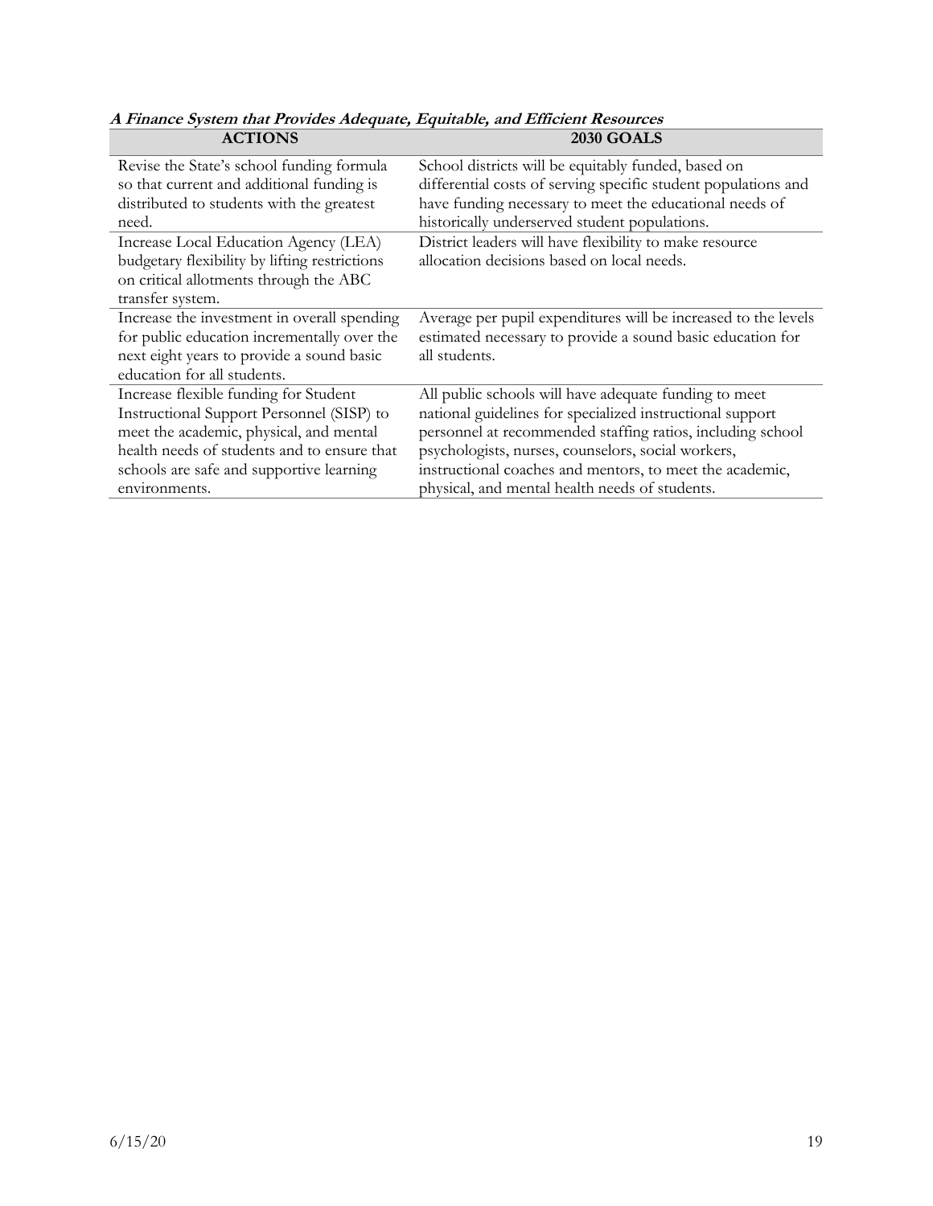***A Finance System that Provides Adequate, Equitable, and Efficient Resources***

| ACTIONS | 2030 GOALS |
|---|---|
| Revise the State's school funding formula so that current and additional funding is distributed to students with the greatest need. | School districts will be equitably funded, based on differential costs of serving specific student populations and have funding necessary to meet the educational needs of historically underserved student populations. |
| Increase Local Education Agency (LEA) budgetary flexibility by lifting restrictions on critical allotments through the ABC transfer system. | District leaders will have flexibility to make resource allocation decisions based on local needs. |
| Increase the investment in overall spending for public education incrementally over the next eight years to provide a sound basic education for all students. | Average per pupil expenditures will be increased to the levels estimated necessary to provide a sound basic education for all students. |
| Increase flexible funding for Student Instructional Support Personnel (SISP) to meet the academic, physical, and mental health needs of students and to ensure that schools are safe and supportive learning environments. | All public schools will have adequate funding to meet national guidelines for specialized instructional support personnel at recommended staffing ratios, including school psychologists, nurses, counselors, social workers, instructional coaches and mentors, to meet the academic, physical, and mental health needs of students. |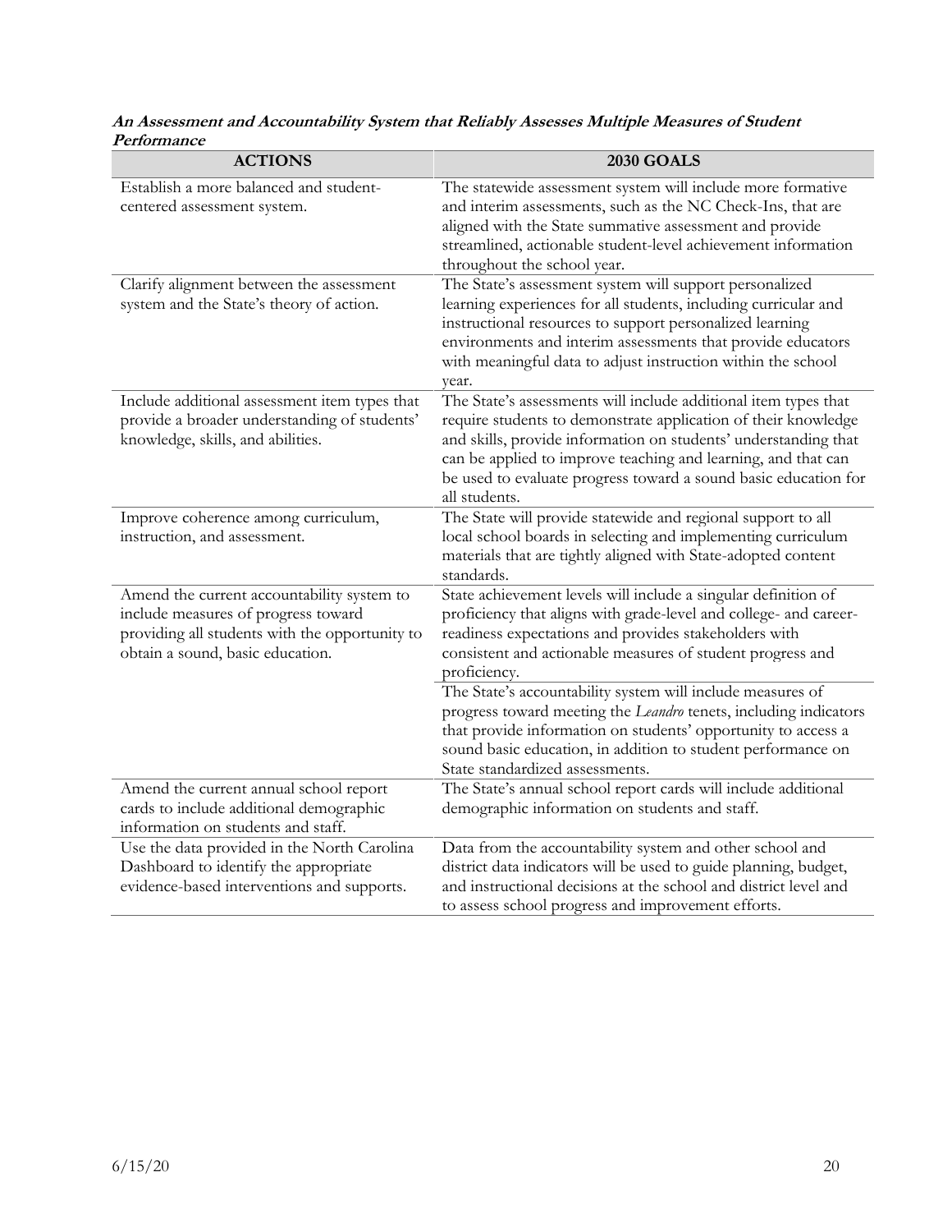**An Assessment and Accountability System that Reliably Assesses Multiple Measures of Student Performance**

| ACTIONS | 2030 GOALS |
|---|---|
| Establish a more balanced and student-centered assessment system. | The statewide assessment system will include more formative and interim assessments, such as the NC Check-Ins, that are aligned with the State summative assessment and provide streamlined, actionable student-level achievement information throughout the school year. |
| Clarify alignment between the assessment system and the State's theory of action. | The State's assessment system will support personalized learning experiences for all students, including curricular and instructional resources to support personalized learning environments and interim assessments that provide educators with meaningful data to adjust instruction within the school year. |
| Include additional assessment item types that provide a broader understanding of students' knowledge, skills, and abilities. | The State's assessments will include additional item types that require students to demonstrate application of their knowledge and skills, provide information on students' understanding that can be applied to improve teaching and learning, and that can be used to evaluate progress toward a sound basic education for all students. |
| Improve coherence among curriculum, instruction, and assessment. | The State will provide statewide and regional support to all local school boards in selecting and implementing curriculum materials that are tightly aligned with State-adopted content standards. |
| Amend the current accountability system to include measures of progress toward providing all students with the opportunity to obtain a sound, basic education. | State achievement levels will include a singular definition of proficiency that aligns with grade-level and college- and career-readiness expectations and provides stakeholders with consistent and actionable measures of student progress and proficiency. |
| | The State's accountability system will include measures of progress toward meeting the *Leandro* tenets, including indicators that provide information on students' opportunity to access a sound basic education, in addition to student performance on State standardized assessments. |
| Amend the current annual school report cards to include additional demographic information on students and staff. | The State's annual school report cards will include additional demographic information on students and staff. |
| Use the data provided in the North Carolina Dashboard to identify the appropriate evidence-based interventions and supports. | Data from the accountability system and other school and district data indicators will be used to guide planning, budget, and instructional decisions at the school and district level and to assess school progress and improvement efforts. |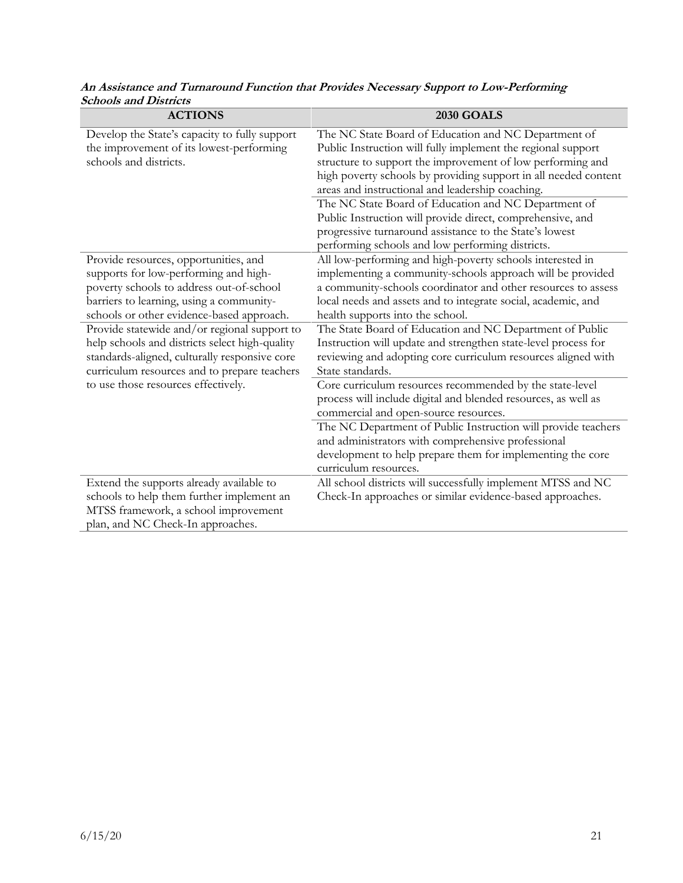***An Assistance and Turnaround Function that Provides Necessary Support to Low-Performing Schools and Districts***

| ACTIONS | 2030 GOALS |
|---|---|
| Develop the State's capacity to fully support the improvement of its lowest-performing schools and districts. | The NC State Board of Education and NC Department of Public Instruction will fully implement the regional support structure to support the improvement of low performing and high poverty schools by providing support in all needed content areas and instructional and leadership coaching. |
| | The NC State Board of Education and NC Department of Public Instruction will provide direct, comprehensive, and progressive turnaround assistance to the State's lowest performing schools and low performing districts. |
| Provide resources, opportunities, and supports for low-performing and high-poverty schools to address out-of-school barriers to learning, using a community-schools or other evidence-based approach. | All low-performing and high-poverty schools interested in implementing a community-schools approach will be provided a community-schools coordinator and other resources to assess local needs and assets and to integrate social, academic, and health supports into the school. |
| Provide statewide and/or regional support to help schools and districts select high-quality standards-aligned, culturally responsive core curriculum resources and to prepare teachers to use those resources effectively. | The State Board of Education and NC Department of Public Instruction will update and strengthen state-level process for reviewing and adopting core curriculum resources aligned with State standards. |
| | Core curriculum resources recommended by the state-level process will include digital and blended resources, as well as commercial and open-source resources. |
| | The NC Department of Public Instruction will provide teachers and administrators with comprehensive professional development to help prepare them for implementing the core curriculum resources. |
| Extend the supports already available to schools to help them further implement an MTSS framework, a school improvement plan, and NC Check-In approaches. | All school districts will successfully implement MTSS and NC Check-In approaches or similar evidence-based approaches. |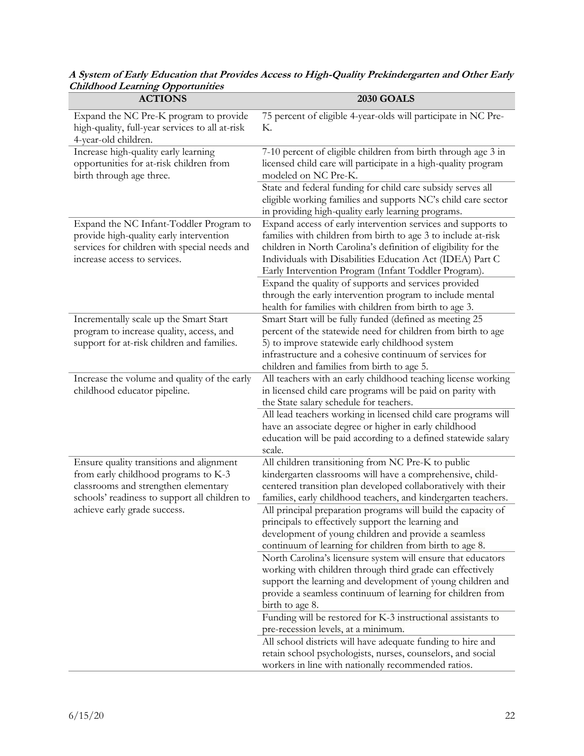***A System of Early Education that Provides Access to High-Quality Prekindergarten and Other Early Childhood Learning Opportunities***

| ACTIONS | 2030 GOALS |
|---|---|
| Expand the NC Pre-K program to provide high-quality, full-year services to all at-risk 4-year-old children. | 75 percent of eligible 4-year-olds will participate in NC Pre-K. |
| Increase high-quality early learning opportunities for at-risk children from birth through age three. | 7-10 percent of eligible children from birth through age 3 in licensed child care will participate in a high-quality program modeled on NC Pre-K. |
| | State and federal funding for child care subsidy serves all eligible working families and supports NC's child care sector in providing high-quality early learning programs. |
| Expand the NC Infant-Toddler Program to provide high-quality early intervention services for children with special needs and increase access to services. | Expand access of early intervention services and supports to families with children from birth to age 3 to include at-risk children in North Carolina's definition of eligibility for the Individuals with Disabilities Education Act (IDEA) Part C Early Intervention Program (Infant Toddler Program). |
| | Expand the quality of supports and services provided through the early intervention program to include mental health for families with children from birth to age 3. |
| Incrementally scale up the Smart Start program to increase quality, access, and support for at-risk children and families. | Smart Start will be fully funded (defined as meeting 25 percent of the statewide need for children from birth to age 5) to improve statewide early childhood system infrastructure and a cohesive continuum of services for children and families from birth to age 5. |
| Increase the volume and quality of the early childhood educator pipeline. | All teachers with an early childhood teaching license working in licensed child care programs will be paid on parity with the State salary schedule for teachers. |
| | All lead teachers working in licensed child care programs will have an associate degree or higher in early childhood education will be paid according to a defined statewide salary scale. |
| Ensure quality transitions and alignment from early childhood programs to K-3 classrooms and strengthen elementary schools' readiness to support all children to achieve early grade success. | All children transitioning from NC Pre-K to public kindergarten classrooms will have a comprehensive, child-centered transition plan developed collaboratively with their families, early childhood teachers, and kindergarten teachers. |
| | All principal preparation programs will build the capacity of principals to effectively support the learning and development of young children and provide a seamless continuum of learning for children from birth to age 8. |
| | North Carolina's licensure system will ensure that educators working with children through third grade can effectively support the learning and development of young children and provide a seamless continuum of learning for children from birth to age 8. |
| | Funding will be restored for K-3 instructional assistants to pre-recession levels, at a minimum. |
| | All school districts will have adequate funding to hire and retain school psychologists, nurses, counselors, and social workers in line with nationally recommended ratios. |

6/15/20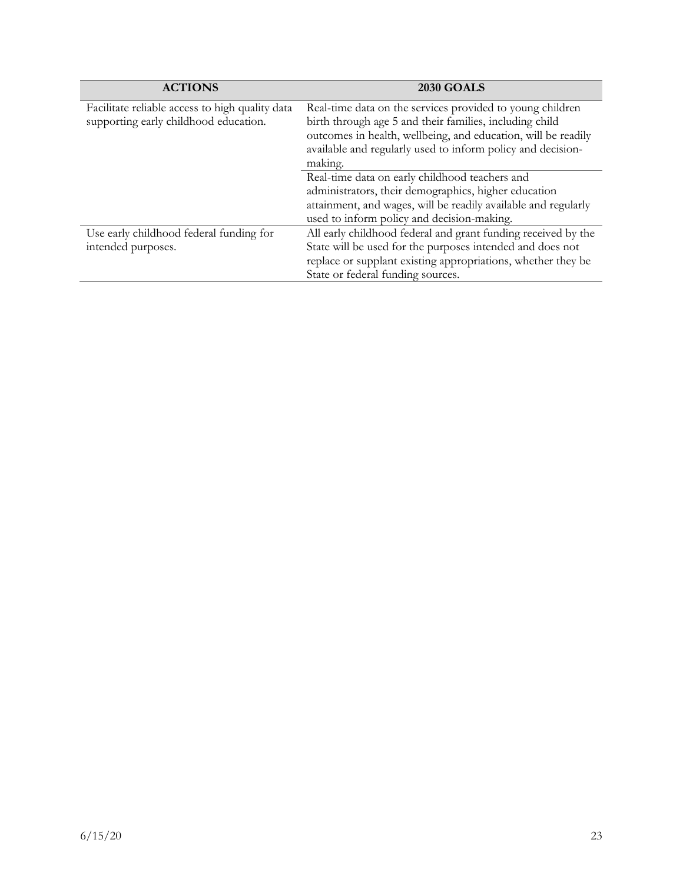| ACTIONS | 2030 GOALS |
|---|---|
| Facilitate reliable access to high quality data supporting early childhood education. | Real-time data on the services provided to young children birth through age 5 and their families, including child outcomes in health, wellbeing, and education, will be readily available and regularly used to inform policy and decision-making. |
| | Real-time data on early childhood teachers and administrators, their demographics, higher education attainment, and wages, will be readily available and regularly used to inform policy and decision-making. |
| Use early childhood federal funding for intended purposes. | All early childhood federal and grant funding received by the State will be used for the purposes intended and does not replace or supplant existing appropriations, whether they be State or federal funding sources. |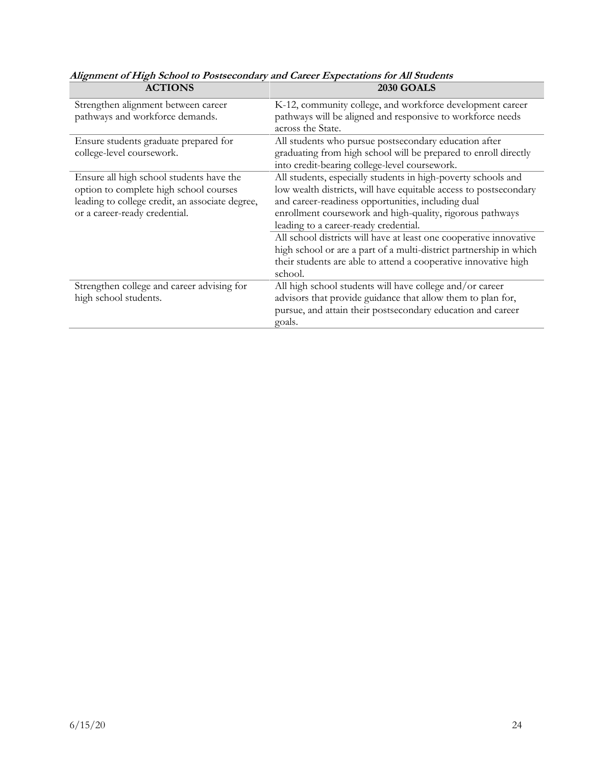***Alignment of High School to Postsecondary and Career Expectations for All Students***

| ACTIONS | 2030 GOALS |
|---|---|
| Strengthen alignment between career pathways and workforce demands. | K-12, community college, and workforce development career pathways will be aligned and responsive to workforce needs across the State. |
| Ensure students graduate prepared for college-level coursework. | All students who pursue postsecondary education after graduating from high school will be prepared to enroll directly into credit-bearing college-level coursework. |
| Ensure all high school students have the option to complete high school courses leading to college credit, an associate degree, or a career-ready credential. | All students, especially students in high-poverty schools and low wealth districts, will have equitable access to postsecondary and career-readiness opportunities, including dual enrollment coursework and high-quality, rigorous pathways leading to a career-ready credential. |
| | All school districts will have at least one cooperative innovative high school or are a part of a multi-district partnership in which their students are able to attend a cooperative innovative high school. |
| Strengthen college and career advising for high school students. | All high school students will have college and/or career advisors that provide guidance that allow them to plan for, pursue, and attain their postsecondary education and career goals. |

6/15/20